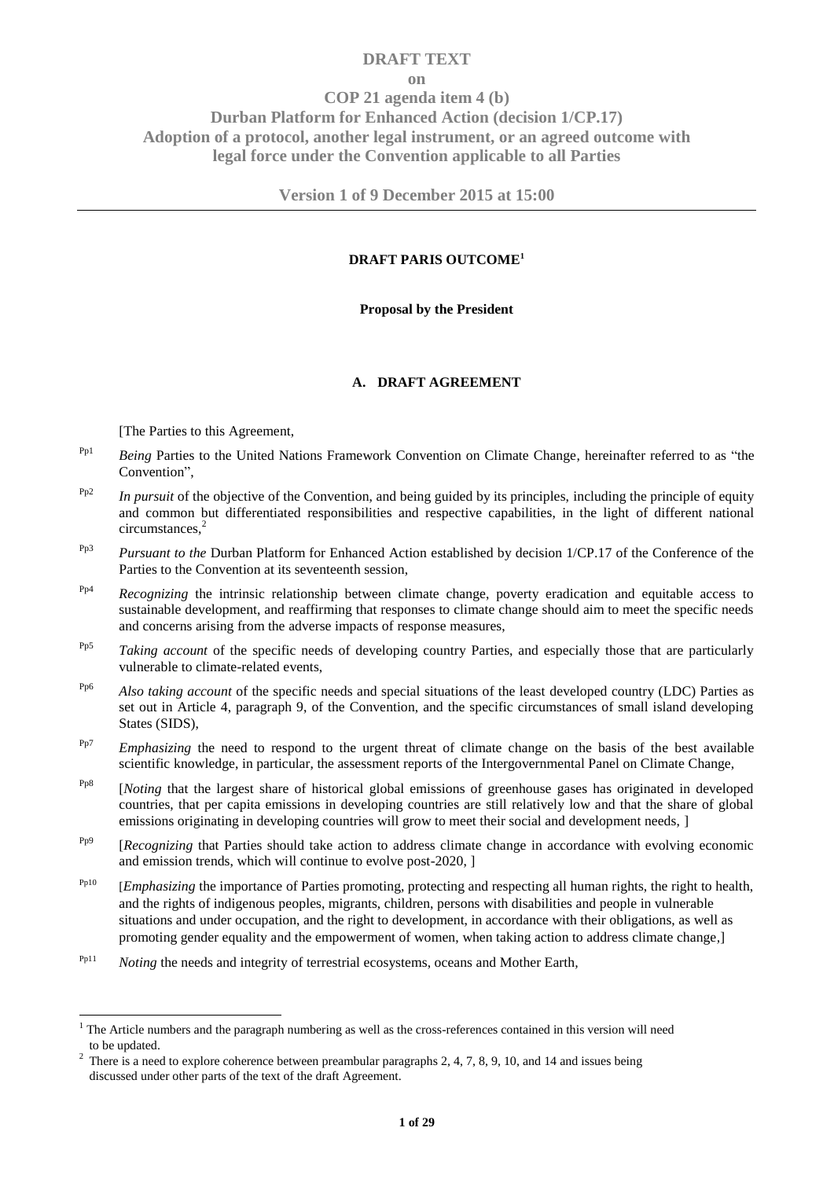# DRAFT TEXT
## on
## COP 21 agenda item 4 (b)
## Durban Platform for Enhanced Action (decision 1/CP.17)
## Adoption of a protocol, another legal instrument, or an agreed outcome with legal force under the Convention applicable to all Parties

**Version 1 of 9 December 2015 at 15:00**

---

**DRAFT PARIS OUTCOME[1]**

**Proposal by the President**

### A. DRAFT AGREEMENT

[The Parties to this Agreement,

Pp1 *Being* Parties to the United Nations Framework Convention on Climate Change, hereinafter referred to as "the Convention",

Pp2 *In pursuit* of the objective of the Convention, and being guided by its principles, including the principle of equity and common but differentiated responsibilities and respective capabilities, in the light of different national circumstances,[2]

Pp3 *Pursuant to the* Durban Platform for Enhanced Action established by decision 1/CP.17 of the Conference of the Parties to the Convention at its seventeenth session,

Pp4 *Recognizing* the intrinsic relationship between climate change, poverty eradication and equitable access to sustainable development, and reaffirming that responses to climate change should aim to meet the specific needs and concerns arising from the adverse impacts of response measures,

Pp5 *Taking account* of the specific needs of developing country Parties, and especially those that are particularly vulnerable to climate-related events,

Pp6 *Also taking account* of the specific needs and special situations of the least developed country (LDC) Parties as set out in Article 4, paragraph 9, of the Convention, and the specific circumstances of small island developing States (SIDS),

Pp7 *Emphasizing* the need to respond to the urgent threat of climate change on the basis of the best available scientific knowledge, in particular, the assessment reports of the Intergovernmental Panel on Climate Change,

Pp8 [*Noting* that the largest share of historical global emissions of greenhouse gases has originated in developed countries, that per capita emissions in developing countries are still relatively low and that the share of global emissions originating in developing countries will grow to meet their social and development needs, ]

Pp9 [*Recognizing* that Parties should take action to address climate change in accordance with evolving economic and emission trends, which will continue to evolve post-2020, ]

Pp10 [*Emphasizing* the importance of Parties promoting, protecting and respecting all human rights, the right to health, and the rights of indigenous peoples, migrants, children, persons with disabilities and people in vulnerable situations and under occupation, and the right to development, in accordance with their obligations, as well as promoting gender equality and the empowerment of women, when taking action to address climate change,]

Pp11 *Noting* the needs and integrity of terrestrial ecosystems, oceans and Mother Earth,

---

[1] The Article numbers and the paragraph numbering as well as the cross-references contained in this version will need to be updated.

[2] There is a need to explore coherence between preambular paragraphs 2, 4, 7, 8, 9, 10, and 14 and issues being discussed under other parts of the text of the draft Agreement.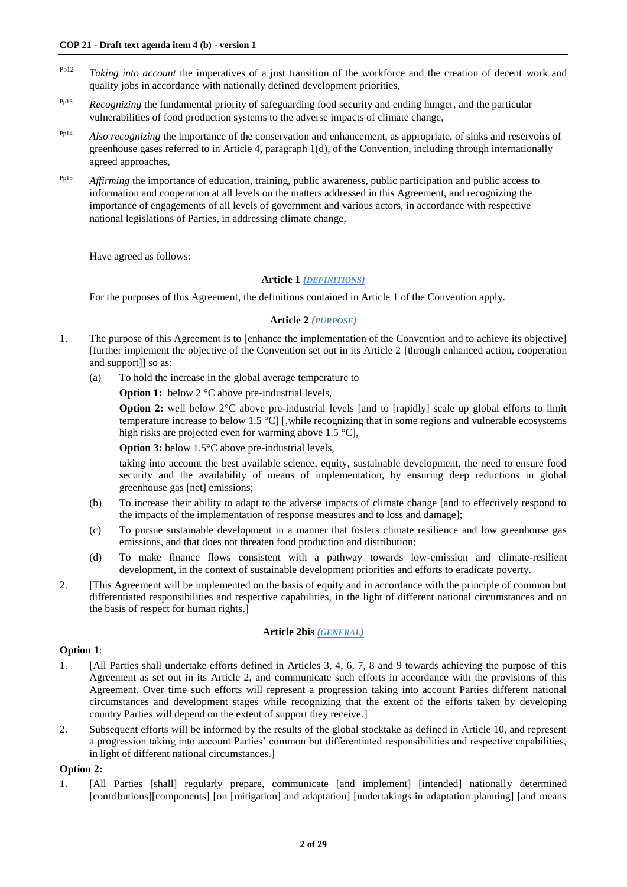Pp12 *Taking into account* the imperatives of a just transition of the workforce and the creation of decent work and quality jobs in accordance with nationally defined development priorities,

Pp13 *Recognizing* the fundamental priority of safeguarding food security and ending hunger, and the particular vulnerabilities of food production systems to the adverse impacts of climate change,

Pp14 *Also recognizing* the importance of the conservation and enhancement, as appropriate, of sinks and reservoirs of greenhouse gases referred to in Article 4, paragraph 1(d), of the Convention, including through internationally agreed approaches,

Pp15 *Affirming* the importance of education, training, public awareness, public participation and public access to information and cooperation at all levels on the matters addressed in this Agreement, and recognizing the importance of engagements of all levels of government and various actors, in accordance with respective national legislations of Parties, in addressing climate change,

Have agreed as follows:

**Article 1** *(DEFINITIONS)*

For the purposes of this Agreement, the definitions contained in Article 1 of the Convention apply.

**Article 2** *(PURPOSE)*

1. The purpose of this Agreement is to [enhance the implementation of the Convention and to achieve its objective] [further implement the objective of the Convention set out in its Article 2 [through enhanced action, cooperation and support]] so as:

   (a) To hold the increase in the global average temperature to

   **Option 1:** below 2 °C above pre-industrial levels,

   **Option 2:** well below 2°C above pre-industrial levels [and to [rapidly] scale up global efforts to limit temperature increase to below 1.5 °C] [,while recognizing that in some regions and vulnerable ecosystems high risks are projected even for warming above 1.5 °C],

   **Option 3:** below 1.5°C above pre-industrial levels,

   taking into account the best available science, equity, sustainable development, the need to ensure food security and the availability of means of implementation, by ensuring deep reductions in global greenhouse gas [net] emissions;

   (b) To increase their ability to adapt to the adverse impacts of climate change [and to effectively respond to the impacts of the implementation of response measures and to loss and damage];

   (c) To pursue sustainable development in a manner that fosters climate resilience and low greenhouse gas emissions, and that does not threaten food production and distribution;

   (d) To make finance flows consistent with a pathway towards low-emission and climate-resilient development, in the context of sustainable development priorities and efforts to eradicate poverty.

2. [This Agreement will be implemented on the basis of equity and in accordance with the principle of common but differentiated responsibilities and respective capabilities, in the light of different national circumstances and on the basis of respect for human rights.]

**Article 2bis** *(GENERAL)*

**Option 1**:

1. [All Parties shall undertake efforts defined in Articles 3, 4, 6, 7, 8 and 9 towards achieving the purpose of this Agreement as set out in its Article 2, and communicate such efforts in accordance with the provisions of this Agreement. Over time such efforts will represent a progression taking into account Parties different national circumstances and development stages while recognizing that the extent of the efforts taken by developing country Parties will depend on the extent of support they receive.]

2. Subsequent efforts will be informed by the results of the global stocktake as defined in Article 10, and represent a progression taking into account Parties' common but differentiated responsibilities and respective capabilities, in light of different national circumstances.]

**Option 2:**

1. [All Parties [shall] regularly prepare, communicate [and implement] [intended] nationally determined [contributions][components] [on [mitigation] and adaptation] [undertakings in adaptation planning] [and means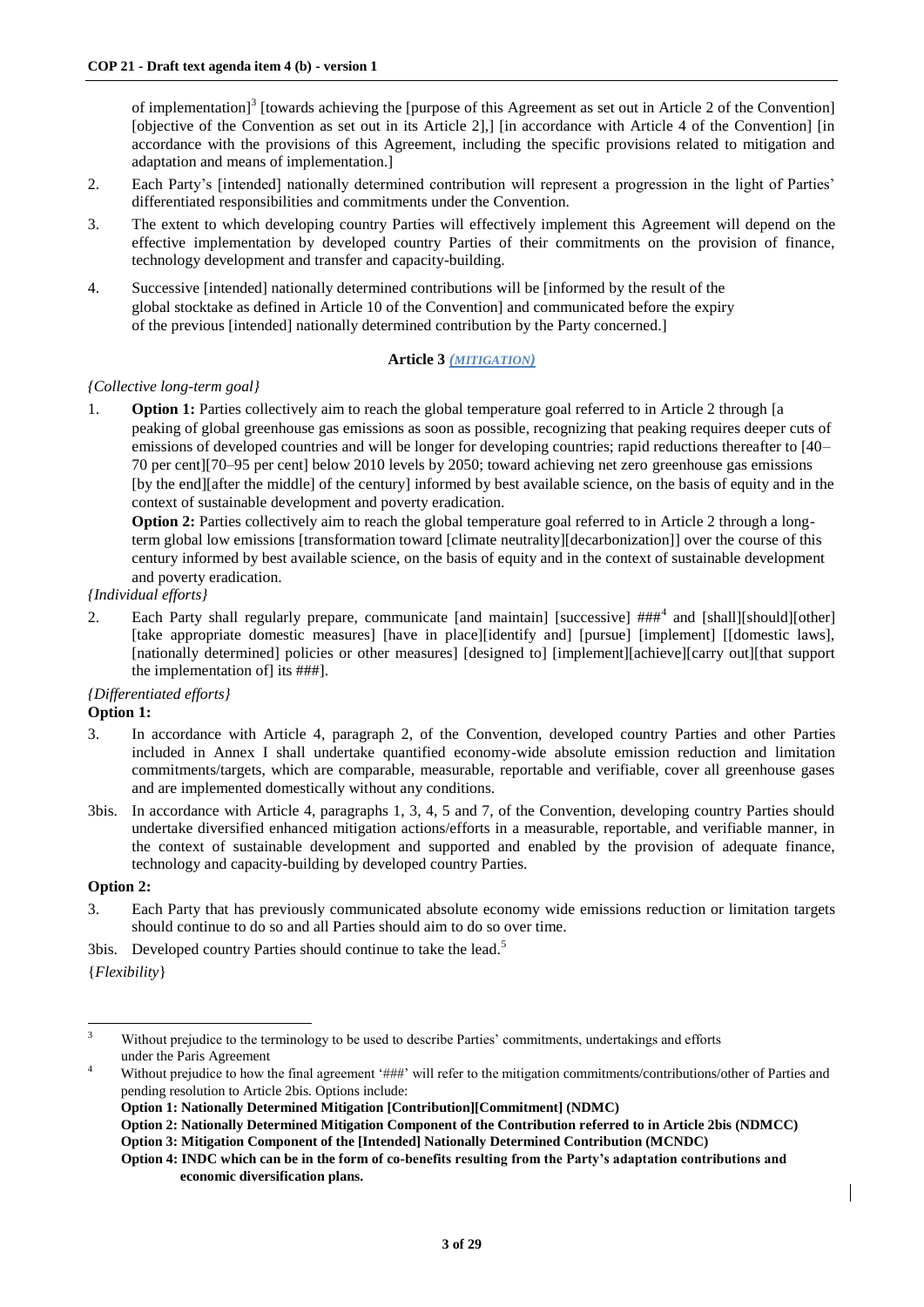of implementation][3] [towards achieving the [purpose of this Agreement as set out in Article 2 of the Convention] [objective of the Convention as set out in its Article 2],] [in accordance with Article 4 of the Convention] [in accordance with the provisions of this Agreement, including the specific provisions related to mitigation and adaptation and means of implementation.]

2. Each Party's [intended] nationally determined contribution will represent a progression in the light of Parties' differentiated responsibilities and commitments under the Convention.

3. The extent to which developing country Parties will effectively implement this Agreement will depend on the effective implementation by developed country Parties of their commitments on the provision of finance, technology development and transfer and capacity-building.

4. Successive [intended] nationally determined contributions will be [informed by the result of the global stocktake as defined in Article 10 of the Convention] and communicated before the expiry of the previous [intended] nationally determined contribution by the Party concerned.]

### Article 3 *(MITIGATION)*

*{Collective long-term goal}*

1. **Option 1:** Parties collectively aim to reach the global temperature goal referred to in Article 2 through [a peaking of global greenhouse gas emissions as soon as possible, recognizing that peaking requires deeper cuts of emissions of developed countries and will be longer for developing countries; rapid reductions thereafter to [40–70 per cent][70–95 per cent] below 2010 levels by 2050; toward achieving net zero greenhouse gas emissions [by the end][after the middle] of the century] informed by best available science, on the basis of equity and in the context of sustainable development and poverty eradication.

   **Option 2:** Parties collectively aim to reach the global temperature goal referred to in Article 2 through a long-term global low emissions [transformation toward [climate neutrality][decarbonization]] over the course of this century informed by best available science, on the basis of equity and in the context of sustainable development and poverty eradication.

*{Individual efforts}*

2. Each Party shall regularly prepare, communicate [and maintain] [successive] ###[4] and [shall][should][other] [take appropriate domestic measures] [have in place][identify and] [pursue] [implement] [[domestic laws], [nationally determined] policies or other measures] [designed to] [implement][achieve][carry out][that support the implementation of] its ###].

*{Differentiated efforts}*

**Option 1:**

3. In accordance with Article 4, paragraph 2, of the Convention, developed country Parties and other Parties included in Annex I shall undertake quantified economy-wide absolute emission reduction and limitation commitments/targets, which are comparable, measurable, reportable and verifiable, cover all greenhouse gases and are implemented domestically without any conditions.

3bis. In accordance with Article 4, paragraphs 1, 3, 4, 5 and 7, of the Convention, developing country Parties should undertake diversified enhanced mitigation actions/efforts in a measurable, reportable, and verifiable manner, in the context of sustainable development and supported and enabled by the provision of adequate finance, technology and capacity-building by developed country Parties.

**Option 2:**

3. Each Party that has previously communicated absolute economy wide emissions reduction or limitation targets should continue to do so and all Parties should aim to do so over time.

3bis. Developed country Parties should continue to take the lead.[5]

{*Flexibility*}

---

[3] Without prejudice to the terminology to be used to describe Parties' commitments, undertakings and efforts under the Paris Agreement

[4] Without prejudice to how the final agreement '###' will refer to the mitigation commitments/contributions/other of Parties and pending resolution to Article 2bis. Options include:
**Option 1: Nationally Determined Mitigation [Contribution][Commitment] (NDMC)**
**Option 2: Nationally Determined Mitigation Component of the Contribution referred to in Article 2bis (NDMCC)**
**Option 3: Mitigation Component of the [Intended] Nationally Determined Contribution (MCNDC)**
**Option 4: INDC which can be in the form of co-benefits resulting from the Party's adaptation contributions and economic diversification plans.**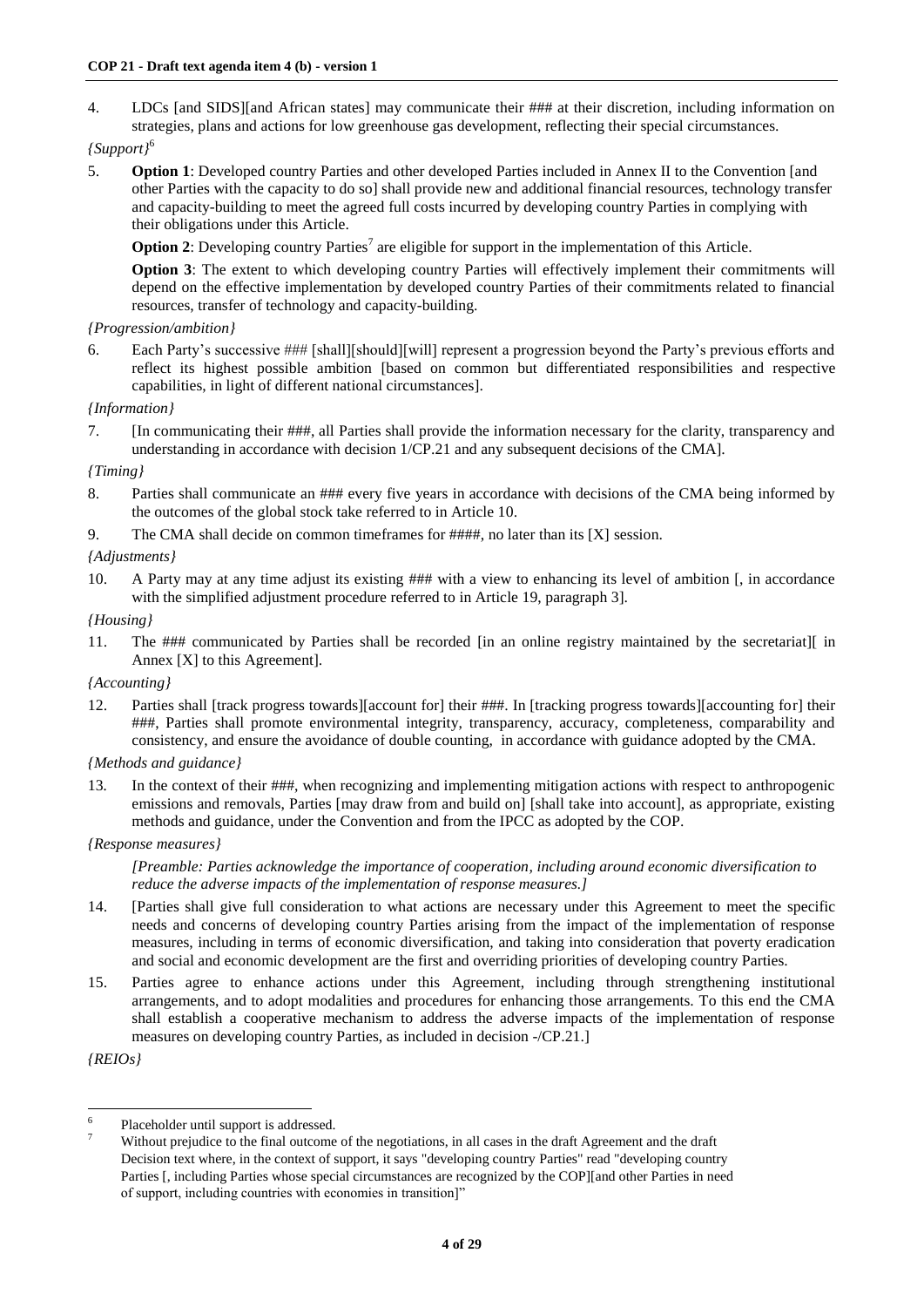4. LDCs [and SIDS][and African states] may communicate their ### at their discretion, including information on strategies, plans and actions for low greenhouse gas development, reflecting their special circumstances.

*{Support}*[6]

5. **Option 1**: Developed country Parties and other developed Parties included in Annex II to the Convention [and other Parties with the capacity to do so] shall provide new and additional financial resources, technology transfer and capacity-building to meet the agreed full costs incurred by developing country Parties in complying with their obligations under this Article.

   **Option 2**: Developing country Parties[7] are eligible for support in the implementation of this Article.

   **Option 3**: The extent to which developing country Parties will effectively implement their commitments will depend on the effective implementation by developed country Parties of their commitments related to financial resources, transfer of technology and capacity-building.

*{Progression/ambition}*

6. Each Party's successive ### [shall][should][will] represent a progression beyond the Party's previous efforts and reflect its highest possible ambition [based on common but differentiated responsibilities and respective capabilities, in light of different national circumstances].

*{Information}*

7. [In communicating their ###, all Parties shall provide the information necessary for the clarity, transparency and understanding in accordance with decision 1/CP.21 and any subsequent decisions of the CMA].

*{Timing}*

8. Parties shall communicate an ### every five years in accordance with decisions of the CMA being informed by the outcomes of the global stock take referred to in Article 10.

9. The CMA shall decide on common timeframes for ####, no later than its [X] session.

*{Adjustments}*

10. A Party may at any time adjust its existing ### with a view to enhancing its level of ambition [, in accordance with the simplified adjustment procedure referred to in Article 19, paragraph 3].

*{Housing}*

11. The ### communicated by Parties shall be recorded [in an online registry maintained by the secretariat][ in Annex [X] to this Agreement].

*{Accounting}*

12. Parties shall [track progress towards][account for] their ###. In [tracking progress towards][accounting for] their ###, Parties shall promote environmental integrity, transparency, accuracy, completeness, comparability and consistency, and ensure the avoidance of double counting, in accordance with guidance adopted by the CMA.

*{Methods and guidance}*

13. In the context of their ###, when recognizing and implementing mitigation actions with respect to anthropogenic emissions and removals, Parties [may draw from and build on] [shall take into account], as appropriate, existing methods and guidance, under the Convention and from the IPCC as adopted by the COP.

*{Response measures}*

*[Preamble: Parties acknowledge the importance of cooperation, including around economic diversification to reduce the adverse impacts of the implementation of response measures.]*

14. [Parties shall give full consideration to what actions are necessary under this Agreement to meet the specific needs and concerns of developing country Parties arising from the impact of the implementation of response measures, including in terms of economic diversification, and taking into consideration that poverty eradication and social and economic development are the first and overriding priorities of developing country Parties.

15. Parties agree to enhance actions under this Agreement, including through strengthening institutional arrangements, and to adopt modalities and procedures for enhancing those arrangements. To this end the CMA shall establish a cooperative mechanism to address the adverse impacts of the implementation of response measures on developing country Parties, as included in decision -/CP.21.]

*{REIOs}*

---

[6] Placeholder until support is addressed.

[7] Without prejudice to the final outcome of the negotiations, in all cases in the draft Agreement and the draft Decision text where, in the context of support, it says "developing country Parties" read "developing country Parties [, including Parties whose special circumstances are recognized by the COP][and other Parties in need of support, including countries with economies in transition]"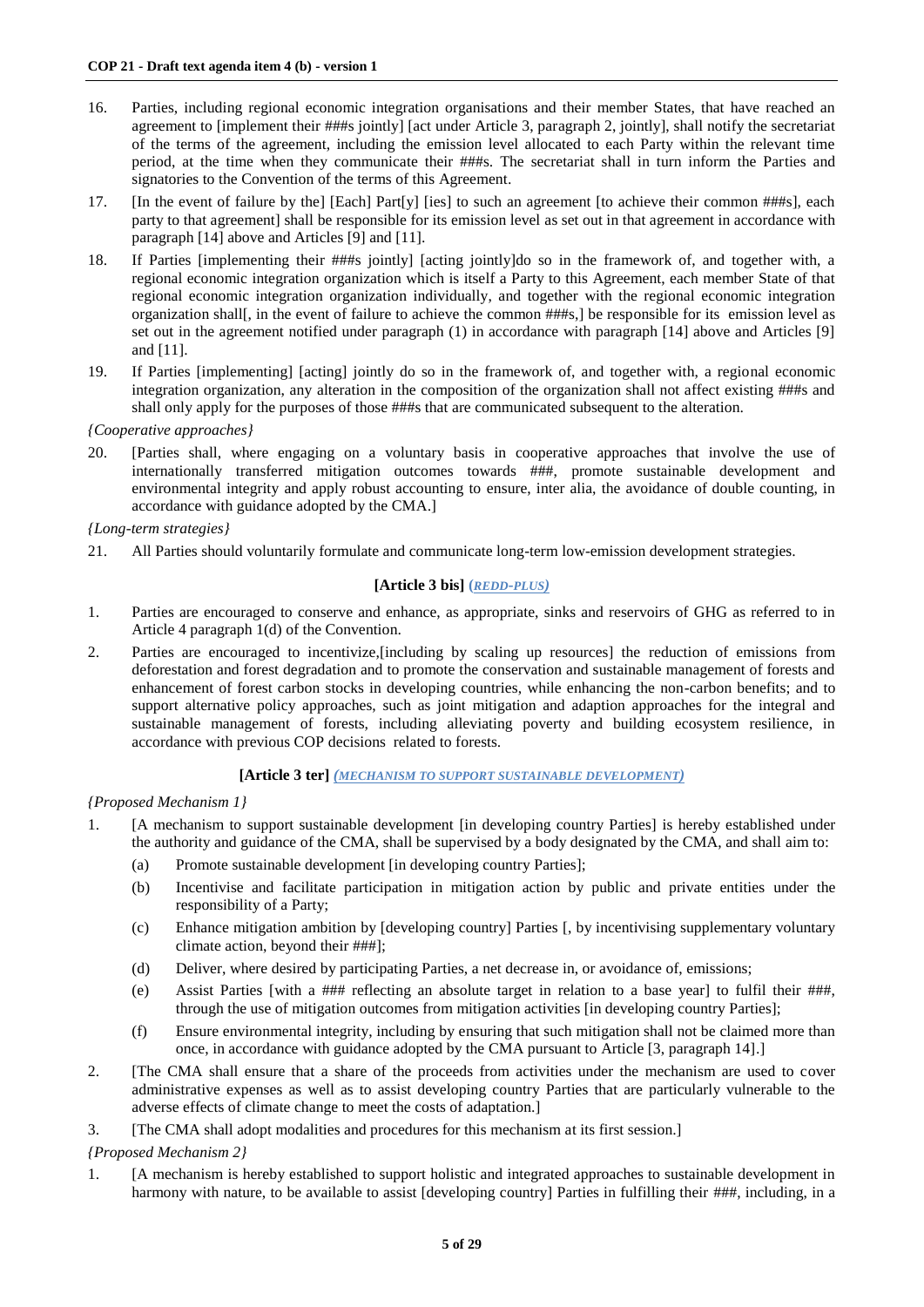16. Parties, including regional economic integration organisations and their member States, that have reached an agreement to [implement their ###s jointly] [act under Article 3, paragraph 2, jointly], shall notify the secretariat of the terms of the agreement, including the emission level allocated to each Party within the relevant time period, at the time when they communicate their ###s. The secretariat shall in turn inform the Parties and signatories to the Convention of the terms of this Agreement.
17. [In the event of failure by the] [Each] Part[y] [ies] to such an agreement [to achieve their common ###s], each party to that agreement] shall be responsible for its emission level as set out in that agreement in accordance with paragraph [14] above and Articles [9] and [11].
18. If Parties [implementing their ###s jointly] [acting jointly]do so in the framework of, and together with, a regional economic integration organization which is itself a Party to this Agreement, each member State of that regional economic integration organization individually, and together with the regional economic integration organization shall[, in the event of failure to achieve the common ###s,] be responsible for its emission level as set out in the agreement notified under paragraph (1) in accordance with paragraph [14] above and Articles [9] and [11].
19. If Parties [implementing] [acting] jointly do so in the framework of, and together with, a regional economic integration organization, any alteration in the composition of the organization shall not affect existing ###s and shall only apply for the purposes of those ###s that are communicated subsequent to the alteration.

*{Cooperative approaches}*

20. [Parties shall, where engaging on a voluntary basis in cooperative approaches that involve the use of internationally transferred mitigation outcomes towards ###, promote sustainable development and environmental integrity and apply robust accounting to ensure, inter alia, the avoidance of double counting, in accordance with guidance adopted by the CMA.]

*{Long-term strategies}*

21. All Parties should voluntarily formulate and communicate long-term low-emission development strategies.

### [Article 3 bis] *(REDD-PLUS)*

1. Parties are encouraged to conserve and enhance, as appropriate, sinks and reservoirs of GHG as referred to in Article 4 paragraph 1(d) of the Convention.
2. Parties are encouraged to incentivize,[including by scaling up resources] the reduction of emissions from deforestation and forest degradation and to promote the conservation and sustainable management of forests and enhancement of forest carbon stocks in developing countries, while enhancing the non-carbon benefits; and to support alternative policy approaches, such as joint mitigation and adaption approaches for the integral and sustainable management of forests, including alleviating poverty and building ecosystem resilience, in accordance with previous COP decisions related to forests.

### [Article 3 ter] *(MECHANISM TO SUPPORT SUSTAINABLE DEVELOPMENT)*

*{Proposed Mechanism 1}*

1. [A mechanism to support sustainable development [in developing country Parties] is hereby established under the authority and guidance of the CMA, shall be supervised by a body designated by the CMA, and shall aim to:
   (a) Promote sustainable development [in developing country Parties];
   (b) Incentivise and facilitate participation in mitigation action by public and private entities under the responsibility of a Party;
   (c) Enhance mitigation ambition by [developing country] Parties [, by incentivising supplementary voluntary climate action, beyond their ###];
   (d) Deliver, where desired by participating Parties, a net decrease in, or avoidance of, emissions;
   (e) Assist Parties [with a ### reflecting an absolute target in relation to a base year] to fulfil their ###, through the use of mitigation outcomes from mitigation activities [in developing country Parties];
   (f) Ensure environmental integrity, including by ensuring that such mitigation shall not be claimed more than once, in accordance with guidance adopted by the CMA pursuant to Article [3, paragraph 14].]
2. [The CMA shall ensure that a share of the proceeds from activities under the mechanism are used to cover administrative expenses as well as to assist developing country Parties that are particularly vulnerable to the adverse effects of climate change to meet the costs of adaptation.]
3. [The CMA shall adopt modalities and procedures for this mechanism at its first session.]

*{Proposed Mechanism 2}*

1. [A mechanism is hereby established to support holistic and integrated approaches to sustainable development in harmony with nature, to be available to assist [developing country] Parties in fulfilling their ###, including, in a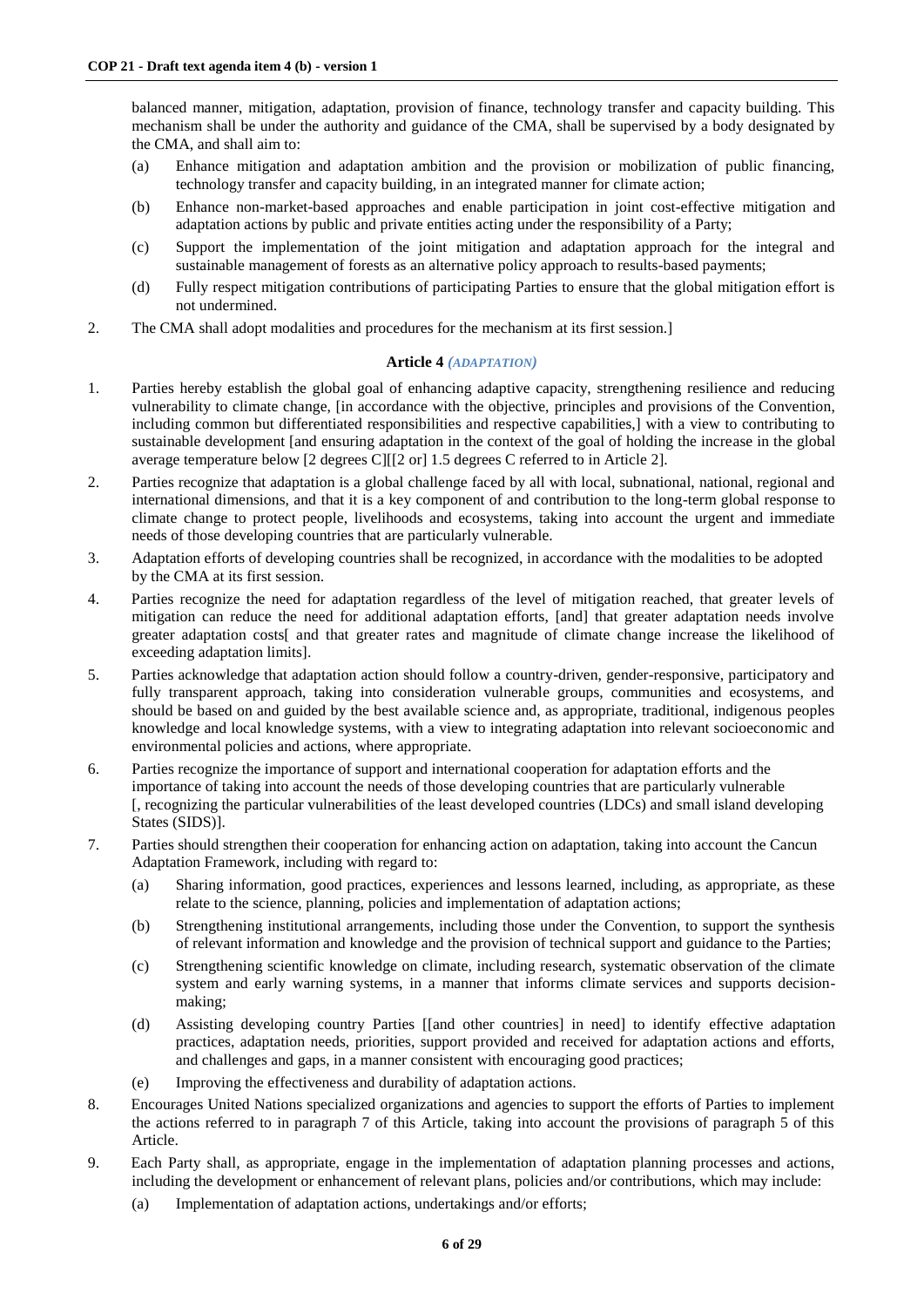balanced manner, mitigation, adaptation, provision of finance, technology transfer and capacity building. This mechanism shall be under the authority and guidance of the CMA, shall be supervised by a body designated by the CMA, and shall aim to:

(a) Enhance mitigation and adaptation ambition and the provision or mobilization of public financing, technology transfer and capacity building, in an integrated manner for climate action;

(b) Enhance non-market-based approaches and enable participation in joint cost-effective mitigation and adaptation actions by public and private entities acting under the responsibility of a Party;

(c) Support the implementation of the joint mitigation and adaptation approach for the integral and sustainable management of forests as an alternative policy approach to results-based payments;

(d) Fully respect mitigation contributions of participating Parties to ensure that the global mitigation effort is not undermined.

2. The CMA shall adopt modalities and procedures for the mechanism at its first session.]

### Article 4 *(ADAPTATION)*

1. Parties hereby establish the global goal of enhancing adaptive capacity, strengthening resilience and reducing vulnerability to climate change, [in accordance with the objective, principles and provisions of the Convention, including common but differentiated responsibilities and respective capabilities,] with a view to contributing to sustainable development [and ensuring adaptation in the context of the goal of holding the increase in the global average temperature below [2 degrees C][[2 or] 1.5 degrees C referred to in Article 2].

2. Parties recognize that adaptation is a global challenge faced by all with local, subnational, national, regional and international dimensions, and that it is a key component of and contribution to the long-term global response to climate change to protect people, livelihoods and ecosystems, taking into account the urgent and immediate needs of those developing countries that are particularly vulnerable.

3. Adaptation efforts of developing countries shall be recognized, in accordance with the modalities to be adopted by the CMA at its first session.

4. Parties recognize the need for adaptation regardless of the level of mitigation reached, that greater levels of mitigation can reduce the need for additional adaptation efforts, [and] that greater adaptation needs involve greater adaptation costs[ and that greater rates and magnitude of climate change increase the likelihood of exceeding adaptation limits].

5. Parties acknowledge that adaptation action should follow a country-driven, gender-responsive, participatory and fully transparent approach, taking into consideration vulnerable groups, communities and ecosystems, and should be based on and guided by the best available science and, as appropriate, traditional, indigenous peoples knowledge and local knowledge systems, with a view to integrating adaptation into relevant socioeconomic and environmental policies and actions, where appropriate.

6. Parties recognize the importance of support and international cooperation for adaptation efforts and the importance of taking into account the needs of those developing countries that are particularly vulnerable [, recognizing the particular vulnerabilities of the least developed countries (LDCs) and small island developing States (SIDS)].

7. Parties should strengthen their cooperation for enhancing action on adaptation, taking into account the Cancun Adaptation Framework, including with regard to:

(a) Sharing information, good practices, experiences and lessons learned, including, as appropriate, as these relate to the science, planning, policies and implementation of adaptation actions;

(b) Strengthening institutional arrangements, including those under the Convention, to support the synthesis of relevant information and knowledge and the provision of technical support and guidance to the Parties;

(c) Strengthening scientific knowledge on climate, including research, systematic observation of the climate system and early warning systems, in a manner that informs climate services and supports decision-making;

(d) Assisting developing country Parties [[and other countries] in need] to identify effective adaptation practices, adaptation needs, priorities, support provided and received for adaptation actions and efforts, and challenges and gaps, in a manner consistent with encouraging good practices;

(e) Improving the effectiveness and durability of adaptation actions.

8. Encourages United Nations specialized organizations and agencies to support the efforts of Parties to implement the actions referred to in paragraph 7 of this Article, taking into account the provisions of paragraph 5 of this Article.

9. Each Party shall, as appropriate, engage in the implementation of adaptation planning processes and actions, including the development or enhancement of relevant plans, policies and/or contributions, which may include:

(a) Implementation of adaptation actions, undertakings and/or efforts;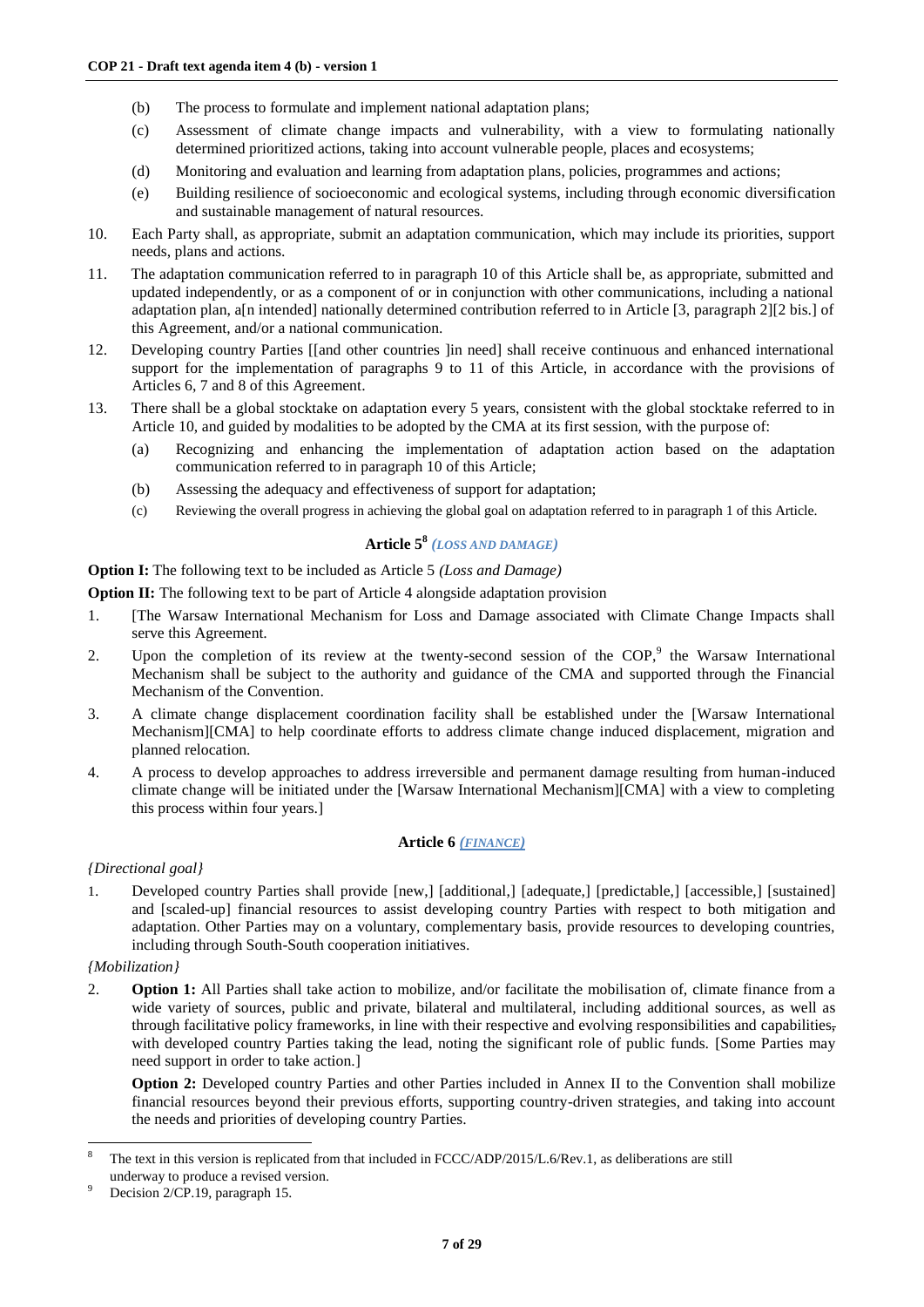(b) The process to formulate and implement national adaptation plans;

(c) Assessment of climate change impacts and vulnerability, with a view to formulating nationally determined prioritized actions, taking into account vulnerable people, places and ecosystems;

(d) Monitoring and evaluation and learning from adaptation plans, policies, programmes and actions;

(e) Building resilience of socioeconomic and ecological systems, including through economic diversification and sustainable management of natural resources.

10. Each Party shall, as appropriate, submit an adaptation communication, which may include its priorities, support needs, plans and actions.

11. The adaptation communication referred to in paragraph 10 of this Article shall be, as appropriate, submitted and updated independently, or as a component of or in conjunction with other communications, including a national adaptation plan, a[n intended] nationally determined contribution referred to in Article [3, paragraph 2][2 bis.] of this Agreement, and/or a national communication.

12. Developing country Parties [[and other countries ]in need] shall receive continuous and enhanced international support for the implementation of paragraphs 9 to 11 of this Article, in accordance with the provisions of Articles 6, 7 and 8 of this Agreement.

13. There shall be a global stocktake on adaptation every 5 years, consistent with the global stocktake referred to in Article 10, and guided by modalities to be adopted by the CMA at its first session, with the purpose of:

(a) Recognizing and enhancing the implementation of adaptation action based on the adaptation communication referred to in paragraph 10 of this Article;

(b) Assessing the adequacy and effectiveness of support for adaptation;

(c) Reviewing the overall progress in achieving the global goal on adaptation referred to in paragraph 1 of this Article.

### Article 5[8] *(LOSS AND DAMAGE)*

**Option I:** The following text to be included as Article 5 *(Loss and Damage)*

**Option II:** The following text to be part of Article 4 alongside adaptation provision

1. [The Warsaw International Mechanism for Loss and Damage associated with Climate Change Impacts shall serve this Agreement.

2. Upon the completion of its review at the twenty-second session of the COP,[9] the Warsaw International Mechanism shall be subject to the authority and guidance of the CMA and supported through the Financial Mechanism of the Convention.

3. A climate change displacement coordination facility shall be established under the [Warsaw International Mechanism][CMA] to help coordinate efforts to address climate change induced displacement, migration and planned relocation.

4. A process to develop approaches to address irreversible and permanent damage resulting from human-induced climate change will be initiated under the [Warsaw International Mechanism][CMA] with a view to completing this process within four years.]

### Article 6 *(FINANCE)*

*{Directional goal}*

1. Developed country Parties shall provide [new,] [additional,] [adequate,] [predictable,] [accessible,] [sustained] and [scaled-up] financial resources to assist developing country Parties with respect to both mitigation and adaptation. Other Parties may on a voluntary, complementary basis, provide resources to developing countries, including through South-South cooperation initiatives.

*{Mobilization}*

2. **Option 1:** All Parties shall take action to mobilize, and/or facilitate the mobilisation of, climate finance from a wide variety of sources, public and private, bilateral and multilateral, including additional sources, as well as through facilitative policy frameworks, in line with their respective and evolving responsibilities and capabilities~~,~~ with developed country Parties taking the lead, noting the significant role of public funds. [Some Parties may need support in order to take action.]

   **Option 2:** Developed country Parties and other Parties included in Annex II to the Convention shall mobilize financial resources beyond their previous efforts, supporting country-driven strategies, and taking into account the needs and priorities of developing country Parties.

---

[8] The text in this version is replicated from that included in FCCC/ADP/2015/L.6/Rev.1, as deliberations are still underway to produce a revised version.

[9] Decision 2/CP.19, paragraph 15.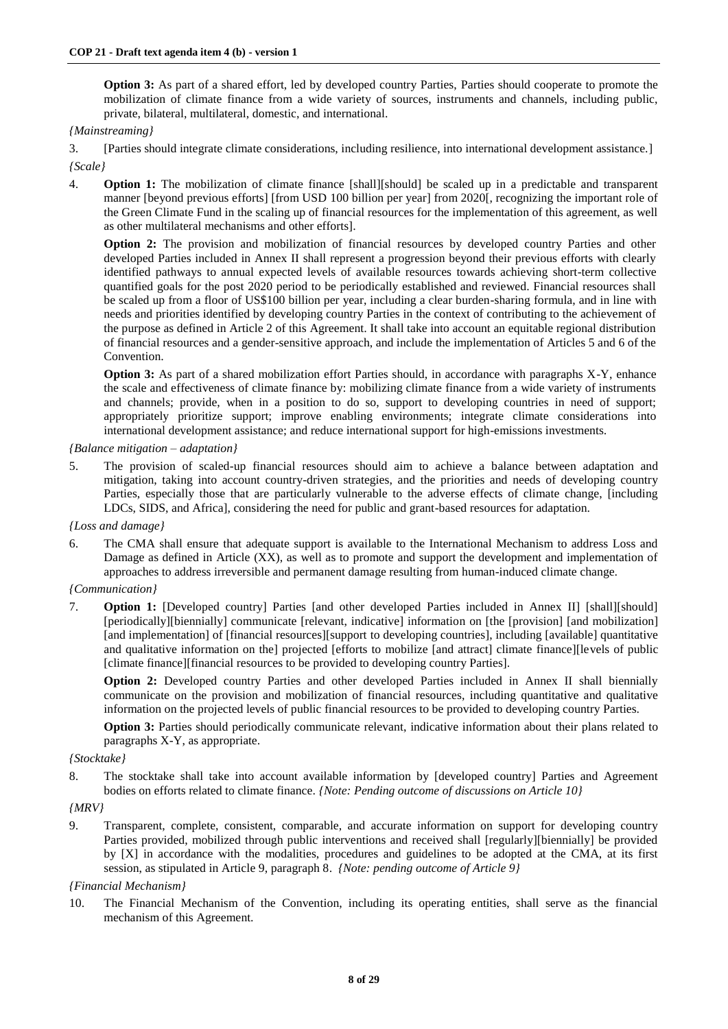**Option 3:** As part of a shared effort, led by developed country Parties, Parties should cooperate to promote the mobilization of climate finance from a wide variety of sources, instruments and channels, including public, private, bilateral, multilateral, domestic, and international.

*{Mainstreaming}*

3. [Parties should integrate climate considerations, including resilience, into international development assistance.]

*{Scale}*

4. **Option 1:** The mobilization of climate finance [shall][should] be scaled up in a predictable and transparent manner [beyond previous efforts] [from USD 100 billion per year] from 2020[, recognizing the important role of the Green Climate Fund in the scaling up of financial resources for the implementation of this agreement, as well as other multilateral mechanisms and other efforts].

   **Option 2:** The provision and mobilization of financial resources by developed country Parties and other developed Parties included in Annex II shall represent a progression beyond their previous efforts with clearly identified pathways to annual expected levels of available resources towards achieving short-term collective quantified goals for the post 2020 period to be periodically established and reviewed. Financial resources shall be scaled up from a floor of US$100 billion per year, including a clear burden-sharing formula, and in line with needs and priorities identified by developing country Parties in the context of contributing to the achievement of the purpose as defined in Article 2 of this Agreement. It shall take into account an equitable regional distribution of financial resources and a gender-sensitive approach, and include the implementation of Articles 5 and 6 of the Convention.

   **Option 3:** As part of a shared mobilization effort Parties should, in accordance with paragraphs X-Y, enhance the scale and effectiveness of climate finance by: mobilizing climate finance from a wide variety of instruments and channels; provide, when in a position to do so, support to developing countries in need of support; appropriately prioritize support; improve enabling environments; integrate climate considerations into international development assistance; and reduce international support for high-emissions investments.

*{Balance mitigation – adaptation}*

5. The provision of scaled-up financial resources should aim to achieve a balance between adaptation and mitigation, taking into account country-driven strategies, and the priorities and needs of developing country Parties, especially those that are particularly vulnerable to the adverse effects of climate change, [including LDCs, SIDS, and Africa], considering the need for public and grant-based resources for adaptation.

*{Loss and damage}*

6. The CMA shall ensure that adequate support is available to the International Mechanism to address Loss and Damage as defined in Article (XX), as well as to promote and support the development and implementation of approaches to address irreversible and permanent damage resulting from human-induced climate change.

*{Communication}*

7. **Option 1:** [Developed country] Parties [and other developed Parties included in Annex II] [shall][should] [periodically][biennially] communicate [relevant, indicative] information on [the [provision] [and mobilization] [and implementation] of [financial resources][support to developing countries], including [available] quantitative and qualitative information on the] projected [efforts to mobilize [and attract] climate finance][levels of public [climate finance][financial resources to be provided to developing country Parties].

   **Option 2:** Developed country Parties and other developed Parties included in Annex II shall biennially communicate on the provision and mobilization of financial resources, including quantitative and qualitative information on the projected levels of public financial resources to be provided to developing country Parties.

   **Option 3:** Parties should periodically communicate relevant, indicative information about their plans related to paragraphs X-Y, as appropriate.

*{Stocktake}*

8. The stocktake shall take into account available information by [developed country] Parties and Agreement bodies on efforts related to climate finance. *{Note: Pending outcome of discussions on Article 10}*

*{MRV}*

9. Transparent, complete, consistent, comparable, and accurate information on support for developing country Parties provided, mobilized through public interventions and received shall [regularly][biennially] be provided by [X] in accordance with the modalities, procedures and guidelines to be adopted at the CMA, at its first session, as stipulated in Article 9, paragraph 8. *{Note: pending outcome of Article 9}*

*{Financial Mechanism}*

10. The Financial Mechanism of the Convention, including its operating entities, shall serve as the financial mechanism of this Agreement.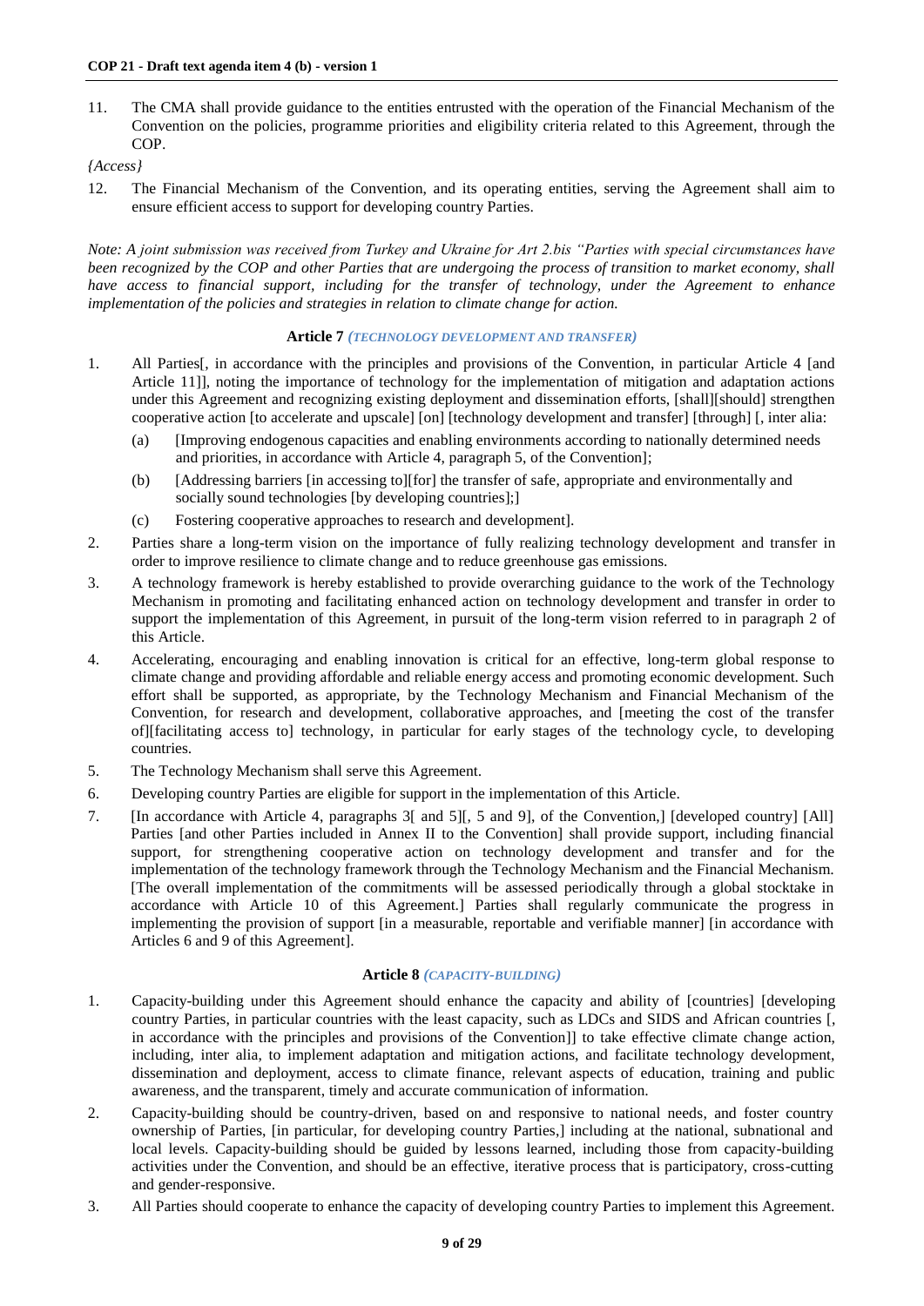11. The CMA shall provide guidance to the entities entrusted with the operation of the Financial Mechanism of the Convention on the policies, programme priorities and eligibility criteria related to this Agreement, through the COP.

*{Access}*

12. The Financial Mechanism of the Convention, and its operating entities, serving the Agreement shall aim to ensure efficient access to support for developing country Parties.

*Note: A joint submission was received from Turkey and Ukraine for Art 2.bis "Parties with special circumstances have been recognized by the COP and other Parties that are undergoing the process of transition to market economy, shall have access to financial support, including for the transfer of technology, under the Agreement to enhance implementation of the policies and strategies in relation to climate change for action.*

### Article 7 *(TECHNOLOGY DEVELOPMENT AND TRANSFER)*

1. All Parties[, in accordance with the principles and provisions of the Convention, in particular Article 4 [and Article 11]], noting the importance of technology for the implementation of mitigation and adaptation actions under this Agreement and recognizing existing deployment and dissemination efforts, [shall][should] strengthen cooperative action [to accelerate and upscale] [on] [technology development and transfer] [through] [, inter alia:
   (a) [Improving endogenous capacities and enabling environments according to nationally determined needs and priorities, in accordance with Article 4, paragraph 5, of the Convention];
   (b) [Addressing barriers [in accessing to][for] the transfer of safe, appropriate and environmentally and socially sound technologies [by developing countries];]
   (c) Fostering cooperative approaches to research and development].
2. Parties share a long-term vision on the importance of fully realizing technology development and transfer in order to improve resilience to climate change and to reduce greenhouse gas emissions.
3. A technology framework is hereby established to provide overarching guidance to the work of the Technology Mechanism in promoting and facilitating enhanced action on technology development and transfer in order to support the implementation of this Agreement, in pursuit of the long-term vision referred to in paragraph 2 of this Article.
4. Accelerating, encouraging and enabling innovation is critical for an effective, long-term global response to climate change and providing affordable and reliable energy access and promoting economic development. Such effort shall be supported, as appropriate, by the Technology Mechanism and Financial Mechanism of the Convention, for research and development, collaborative approaches, and [meeting the cost of the transfer of][facilitating access to] technology, in particular for early stages of the technology cycle, to developing countries.
5. The Technology Mechanism shall serve this Agreement.
6. Developing country Parties are eligible for support in the implementation of this Article.
7. [In accordance with Article 4, paragraphs 3[ and 5][, 5 and 9], of the Convention,] [developed country] [All] Parties [and other Parties included in Annex II to the Convention] shall provide support, including financial support, for strengthening cooperative action on technology development and transfer and for the implementation of the technology framework through the Technology Mechanism and the Financial Mechanism. [The overall implementation of the commitments will be assessed periodically through a global stocktake in accordance with Article 10 of this Agreement.] Parties shall regularly communicate the progress in implementing the provision of support [in a measurable, reportable and verifiable manner] [in accordance with Articles 6 and 9 of this Agreement].

### Article 8 *(CAPACITY-BUILDING)*

1. Capacity-building under this Agreement should enhance the capacity and ability of [countries] [developing country Parties, in particular countries with the least capacity, such as LDCs and SIDS and African countries [, in accordance with the principles and provisions of the Convention]] to take effective climate change action, including, inter alia, to implement adaptation and mitigation actions, and facilitate technology development, dissemination and deployment, access to climate finance, relevant aspects of education, training and public awareness, and the transparent, timely and accurate communication of information.
2. Capacity-building should be country-driven, based on and responsive to national needs, and foster country ownership of Parties, [in particular, for developing country Parties,] including at the national, subnational and local levels. Capacity-building should be guided by lessons learned, including those from capacity-building activities under the Convention, and should be an effective, iterative process that is participatory, cross-cutting and gender-responsive.
3. All Parties should cooperate to enhance the capacity of developing country Parties to implement this Agreement.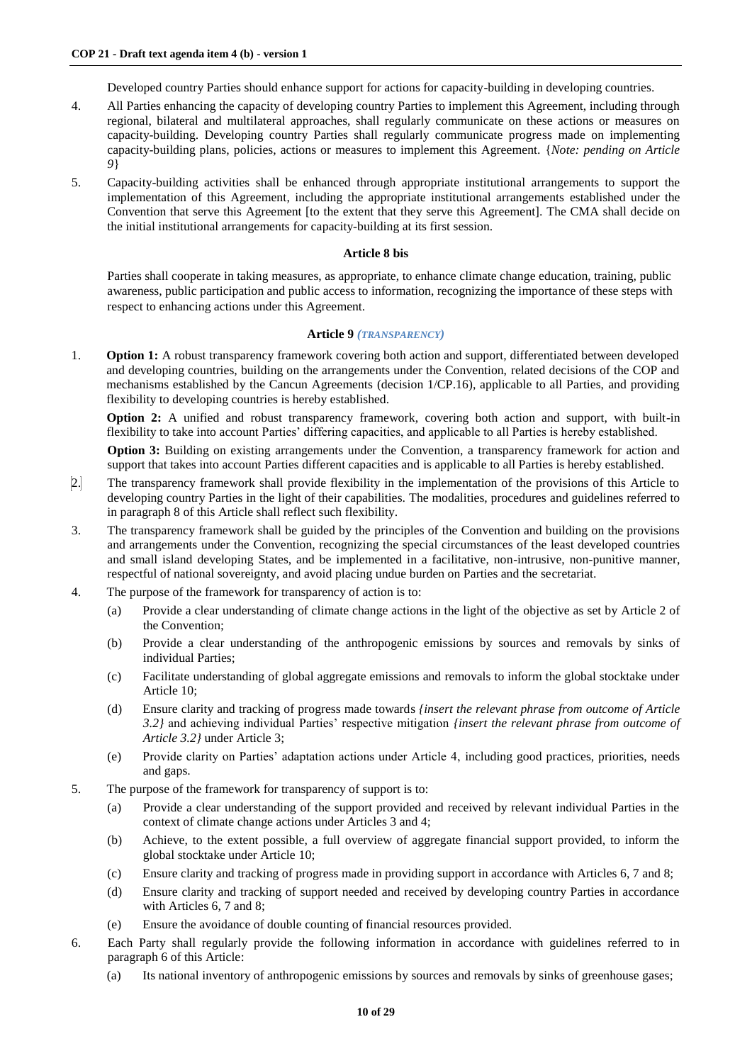Developed country Parties should enhance support for actions for capacity-building in developing countries.

4. All Parties enhancing the capacity of developing country Parties to implement this Agreement, including through regional, bilateral and multilateral approaches, shall regularly communicate on these actions or measures on capacity-building. Developing country Parties shall regularly communicate progress made on implementing capacity-building plans, policies, actions or measures to implement this Agreement. {*Note: pending on Article 9*}

5. Capacity-building activities shall be enhanced through appropriate institutional arrangements to support the implementation of this Agreement, including the appropriate institutional arrangements established under the Convention that serve this Agreement [to the extent that they serve this Agreement]. The CMA shall decide on the initial institutional arrangements for capacity-building at its first session.

### Article 8 bis

Parties shall cooperate in taking measures, as appropriate, to enhance climate change education, training, public awareness, public participation and public access to information, recognizing the importance of these steps with respect to enhancing actions under this Agreement.

### Article 9 *(TRANSPARENCY)*

1. **Option 1:** A robust transparency framework covering both action and support, differentiated between developed and developing countries, building on the arrangements under the Convention, related decisions of the COP and mechanisms established by the Cancun Agreements (decision 1/CP.16), applicable to all Parties, and providing flexibility to developing countries is hereby established.

   **Option 2:** A unified and robust transparency framework, covering both action and support, with built-in flexibility to take into account Parties' differing capacities, and applicable to all Parties is hereby established.

   **Option 3:** Building on existing arrangements under the Convention, a transparency framework for action and support that takes into account Parties different capacities and is applicable to all Parties is hereby established.

[2.] The transparency framework shall provide flexibility in the implementation of the provisions of this Article to developing country Parties in the light of their capabilities. The modalities, procedures and guidelines referred to in paragraph 8 of this Article shall reflect such flexibility.

3. The transparency framework shall be guided by the principles of the Convention and building on the provisions and arrangements under the Convention, recognizing the special circumstances of the least developed countries and small island developing States, and be implemented in a facilitative, non-intrusive, non-punitive manner, respectful of national sovereignty, and avoid placing undue burden on Parties and the secretariat.

4. The purpose of the framework for transparency of action is to:
   (a) Provide a clear understanding of climate change actions in the light of the objective as set by Article 2 of the Convention;
   (b) Provide a clear understanding of the anthropogenic emissions by sources and removals by sinks of individual Parties;
   (c) Facilitate understanding of global aggregate emissions and removals to inform the global stocktake under Article 10;
   (d) Ensure clarity and tracking of progress made towards *{insert the relevant phrase from outcome of Article 3.2}* and achieving individual Parties' respective mitigation *{insert the relevant phrase from outcome of Article 3.2}* under Article 3;
   (e) Provide clarity on Parties' adaptation actions under Article 4, including good practices, priorities, needs and gaps.

5. The purpose of the framework for transparency of support is to:
   (a) Provide a clear understanding of the support provided and received by relevant individual Parties in the context of climate change actions under Articles 3 and 4;
   (b) Achieve, to the extent possible, a full overview of aggregate financial support provided, to inform the global stocktake under Article 10;
   (c) Ensure clarity and tracking of progress made in providing support in accordance with Articles 6, 7 and 8;
   (d) Ensure clarity and tracking of support needed and received by developing country Parties in accordance with Articles 6, 7 and 8;
   (e) Ensure the avoidance of double counting of financial resources provided.

6. Each Party shall regularly provide the following information in accordance with guidelines referred to in paragraph 6 of this Article:
   (a) Its national inventory of anthropogenic emissions by sources and removals by sinks of greenhouse gases;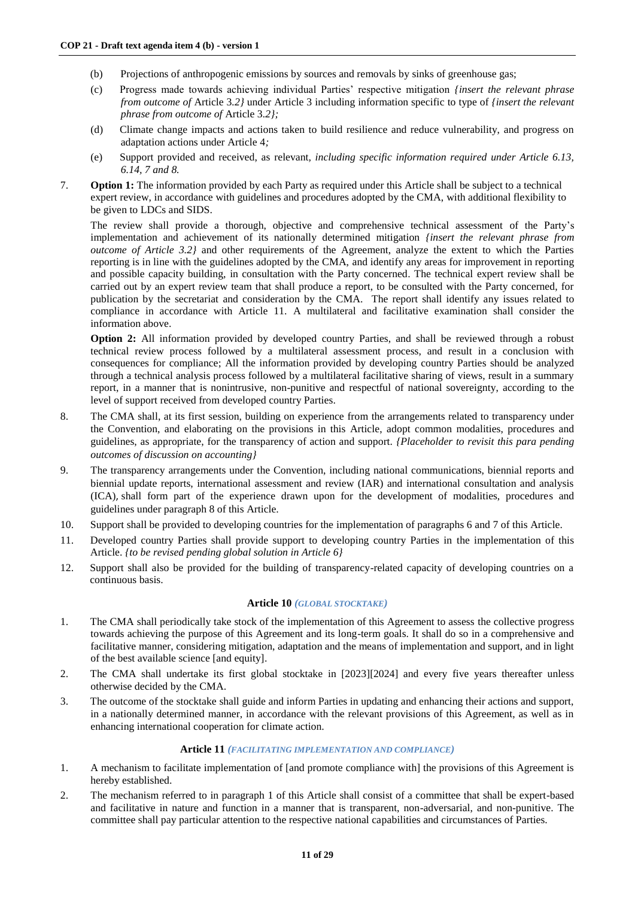(b) Projections of anthropogenic emissions by sources and removals by sinks of greenhouse gas;

(c) Progress made towards achieving individual Parties' respective mitigation *{insert the relevant phrase from outcome of* Article 3.*2}* under Article 3 including information specific to type of *{insert the relevant phrase from outcome of* Article 3.*2};*

(d) Climate change impacts and actions taken to build resilience and reduce vulnerability, and progress on adaptation actions under Article 4*;*

(e) Support provided and received, as relevant, *including specific information required under Article 6.13, 6.14, 7 and 8.*

7. **Option 1:** The information provided by each Party as required under this Article shall be subject to a technical expert review, in accordance with guidelines and procedures adopted by the CMA, with additional flexibility to be given to LDCs and SIDS.

   The review shall provide a thorough, objective and comprehensive technical assessment of the Party's implementation and achievement of its nationally determined mitigation *{insert the relevant phrase from outcome of Article 3.2}* and other requirements of the Agreement, analyze the extent to which the Parties reporting is in line with the guidelines adopted by the CMA, and identify any areas for improvement in reporting and possible capacity building, in consultation with the Party concerned. The technical expert review shall be carried out by an expert review team that shall produce a report, to be consulted with the Party concerned, for publication by the secretariat and consideration by the CMA. The report shall identify any issues related to compliance in accordance with Article 11. A multilateral and facilitative examination shall consider the information above.

   **Option 2:** All information provided by developed country Parties, and shall be reviewed through a robust technical review process followed by a multilateral assessment process, and result in a conclusion with consequences for compliance; All the information provided by developing country Parties should be analyzed through a technical analysis process followed by a multilateral facilitative sharing of views, result in a summary report, in a manner that is nonintrusive, non-punitive and respectful of national sovereignty, according to the level of support received from developed country Parties.

8. The CMA shall, at its first session, building on experience from the arrangements related to transparency under the Convention, and elaborating on the provisions in this Article, adopt common modalities, procedures and guidelines, as appropriate, for the transparency of action and support. *{Placeholder to revisit this para pending outcomes of discussion on accounting}*

9. The transparency arrangements under the Convention, including national communications, biennial reports and biennial update reports, international assessment and review (IAR) and international consultation and analysis (ICA), shall form part of the experience drawn upon for the development of modalities, procedures and guidelines under paragraph 8 of this Article.

10. Support shall be provided to developing countries for the implementation of paragraphs 6 and 7 of this Article.

11. Developed country Parties shall provide support to developing country Parties in the implementation of this Article. *{to be revised pending global solution in Article 6}*

12. Support shall also be provided for the building of transparency-related capacity of developing countries on a continuous basis.

### Article 10 *(GLOBAL STOCKTAKE)*

1. The CMA shall periodically take stock of the implementation of this Agreement to assess the collective progress towards achieving the purpose of this Agreement and its long-term goals. It shall do so in a comprehensive and facilitative manner, considering mitigation, adaptation and the means of implementation and support, and in light of the best available science [and equity].

2. The CMA shall undertake its first global stocktake in [2023][2024] and every five years thereafter unless otherwise decided by the CMA.

3. The outcome of the stocktake shall guide and inform Parties in updating and enhancing their actions and support, in a nationally determined manner, in accordance with the relevant provisions of this Agreement, as well as in enhancing international cooperation for climate action.

### Article 11 *(FACILITATING IMPLEMENTATION AND COMPLIANCE)*

1. A mechanism to facilitate implementation of [and promote compliance with] the provisions of this Agreement is hereby established.

2. The mechanism referred to in paragraph 1 of this Article shall consist of a committee that shall be expert-based and facilitative in nature and function in a manner that is transparent, non-adversarial, and non-punitive. The committee shall pay particular attention to the respective national capabilities and circumstances of Parties.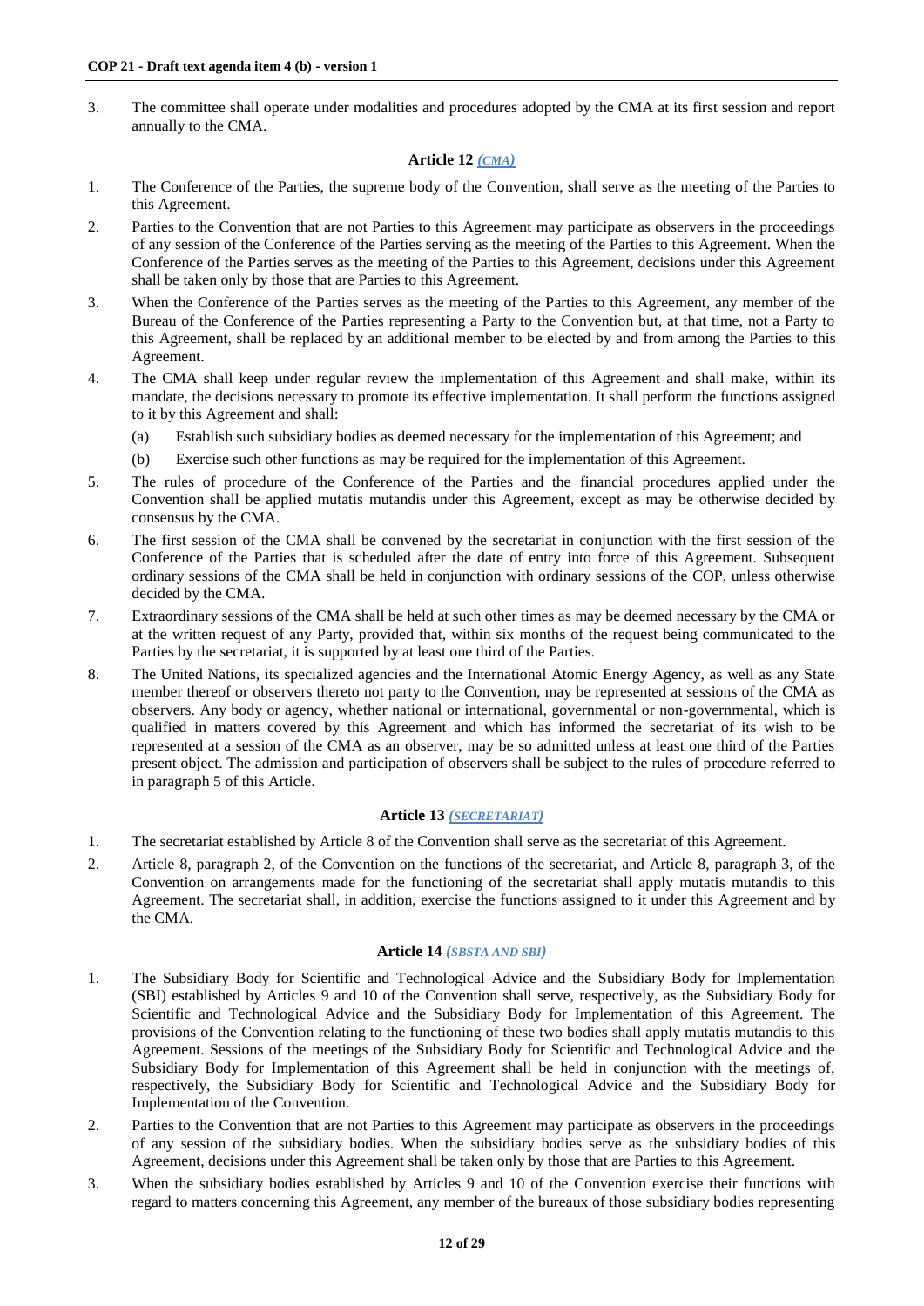3. The committee shall operate under modalities and procedures adopted by the CMA at its first session and report annually to the CMA.

### Article 12 *(CMA)*

1. The Conference of the Parties, the supreme body of the Convention, shall serve as the meeting of the Parties to this Agreement.
2. Parties to the Convention that are not Parties to this Agreement may participate as observers in the proceedings of any session of the Conference of the Parties serving as the meeting of the Parties to this Agreement. When the Conference of the Parties serves as the meeting of the Parties to this Agreement, decisions under this Agreement shall be taken only by those that are Parties to this Agreement.
3. When the Conference of the Parties serves as the meeting of the Parties to this Agreement, any member of the Bureau of the Conference of the Parties representing a Party to the Convention but, at that time, not a Party to this Agreement, shall be replaced by an additional member to be elected by and from among the Parties to this Agreement.
4. The CMA shall keep under regular review the implementation of this Agreement and shall make, within its mandate, the decisions necessary to promote its effective implementation. It shall perform the functions assigned to it by this Agreement and shall:
   (a) Establish such subsidiary bodies as deemed necessary for the implementation of this Agreement; and
   (b) Exercise such other functions as may be required for the implementation of this Agreement.
5. The rules of procedure of the Conference of the Parties and the financial procedures applied under the Convention shall be applied mutatis mutandis under this Agreement, except as may be otherwise decided by consensus by the CMA.
6. The first session of the CMA shall be convened by the secretariat in conjunction with the first session of the Conference of the Parties that is scheduled after the date of entry into force of this Agreement. Subsequent ordinary sessions of the CMA shall be held in conjunction with ordinary sessions of the COP, unless otherwise decided by the CMA.
7. Extraordinary sessions of the CMA shall be held at such other times as may be deemed necessary by the CMA or at the written request of any Party, provided that, within six months of the request being communicated to the Parties by the secretariat, it is supported by at least one third of the Parties.
8. The United Nations, its specialized agencies and the International Atomic Energy Agency, as well as any State member thereof or observers thereto not party to the Convention, may be represented at sessions of the CMA as observers. Any body or agency, whether national or international, governmental or non-governmental, which is qualified in matters covered by this Agreement and which has informed the secretariat of its wish to be represented at a session of the CMA as an observer, may be so admitted unless at least one third of the Parties present object. The admission and participation of observers shall be subject to the rules of procedure referred to in paragraph 5 of this Article.

### Article 13 *(SECRETARIAT)*

1. The secretariat established by Article 8 of the Convention shall serve as the secretariat of this Agreement.
2. Article 8, paragraph 2, of the Convention on the functions of the secretariat, and Article 8, paragraph 3, of the Convention on arrangements made for the functioning of the secretariat shall apply mutatis mutandis to this Agreement. The secretariat shall, in addition, exercise the functions assigned to it under this Agreement and by the CMA.

### Article 14 *(SBSTA AND SBI)*

1. The Subsidiary Body for Scientific and Technological Advice and the Subsidiary Body for Implementation (SBI) established by Articles 9 and 10 of the Convention shall serve, respectively, as the Subsidiary Body for Scientific and Technological Advice and the Subsidiary Body for Implementation of this Agreement. The provisions of the Convention relating to the functioning of these two bodies shall apply mutatis mutandis to this Agreement. Sessions of the meetings of the Subsidiary Body for Scientific and Technological Advice and the Subsidiary Body for Implementation of this Agreement shall be held in conjunction with the meetings of, respectively, the Subsidiary Body for Scientific and Technological Advice and the Subsidiary Body for Implementation of the Convention.
2. Parties to the Convention that are not Parties to this Agreement may participate as observers in the proceedings of any session of the subsidiary bodies. When the subsidiary bodies serve as the subsidiary bodies of this Agreement, decisions under this Agreement shall be taken only by those that are Parties to this Agreement.
3. When the subsidiary bodies established by Articles 9 and 10 of the Convention exercise their functions with regard to matters concerning this Agreement, any member of the bureaux of those subsidiary bodies representing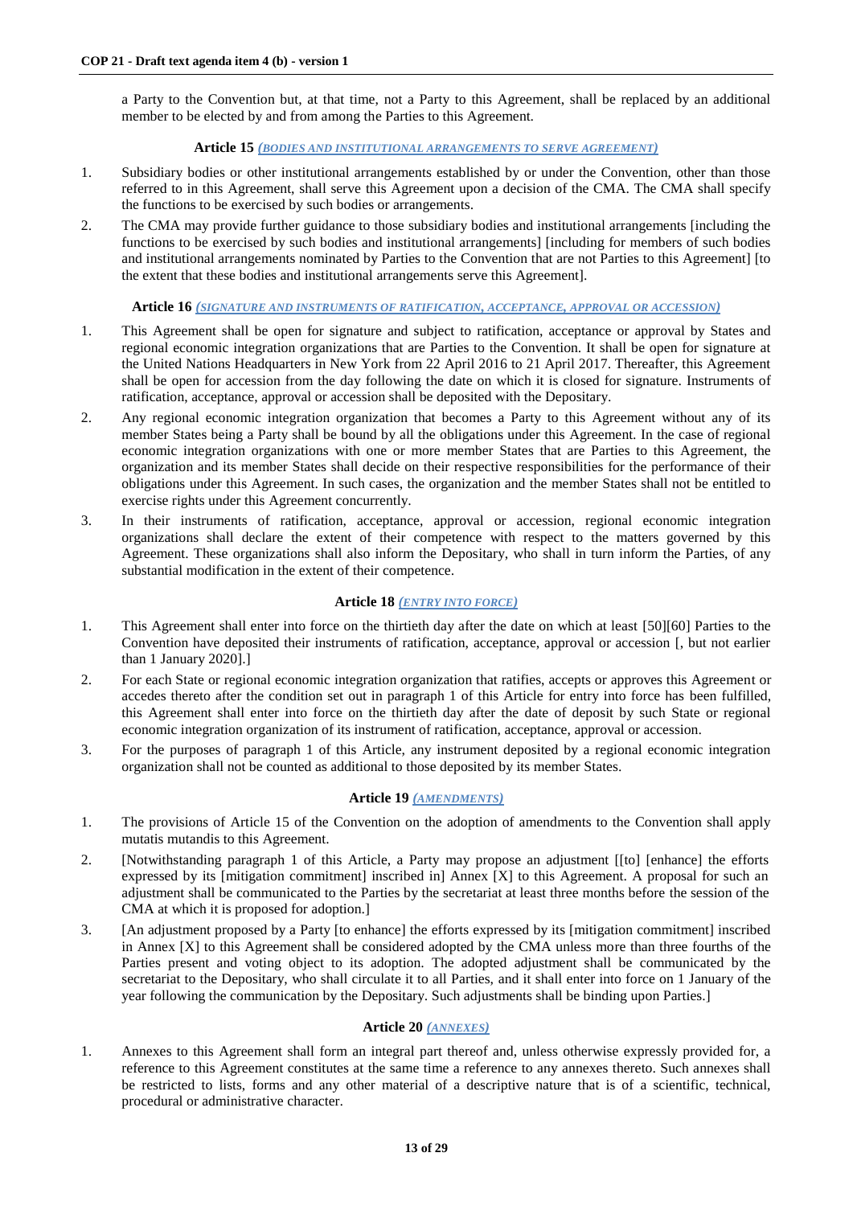a Party to the Convention but, at that time, not a Party to this Agreement, shall be replaced by an additional member to be elected by and from among the Parties to this Agreement.

### Article 15 *(BODIES AND INSTITUTIONAL ARRANGEMENTS TO SERVE AGREEMENT)*

1. Subsidiary bodies or other institutional arrangements established by or under the Convention, other than those referred to in this Agreement, shall serve this Agreement upon a decision of the CMA. The CMA shall specify the functions to be exercised by such bodies or arrangements.

2. The CMA may provide further guidance to those subsidiary bodies and institutional arrangements [including the functions to be exercised by such bodies and institutional arrangements] [including for members of such bodies and institutional arrangements nominated by Parties to the Convention that are not Parties to this Agreement] [to the extent that these bodies and institutional arrangements serve this Agreement].

### Article 16 *(SIGNATURE AND INSTRUMENTS OF RATIFICATION, ACCEPTANCE, APPROVAL OR ACCESSION)*

1. This Agreement shall be open for signature and subject to ratification, acceptance or approval by States and regional economic integration organizations that are Parties to the Convention. It shall be open for signature at the United Nations Headquarters in New York from 22 April 2016 to 21 April 2017. Thereafter, this Agreement shall be open for accession from the day following the date on which it is closed for signature. Instruments of ratification, acceptance, approval or accession shall be deposited with the Depositary.

2. Any regional economic integration organization that becomes a Party to this Agreement without any of its member States being a Party shall be bound by all the obligations under this Agreement. In the case of regional economic integration organizations with one or more member States that are Parties to this Agreement, the organization and its member States shall decide on their respective responsibilities for the performance of their obligations under this Agreement. In such cases, the organization and the member States shall not be entitled to exercise rights under this Agreement concurrently.

3. In their instruments of ratification, acceptance, approval or accession, regional economic integration organizations shall declare the extent of their competence with respect to the matters governed by this Agreement. These organizations shall also inform the Depositary, who shall in turn inform the Parties, of any substantial modification in the extent of their competence.

### Article 18 *(ENTRY INTO FORCE)*

1. This Agreement shall enter into force on the thirtieth day after the date on which at least [50][60] Parties to the Convention have deposited their instruments of ratification, acceptance, approval or accession [, but not earlier than 1 January 2020].]

2. For each State or regional economic integration organization that ratifies, accepts or approves this Agreement or accedes thereto after the condition set out in paragraph 1 of this Article for entry into force has been fulfilled, this Agreement shall enter into force on the thirtieth day after the date of deposit by such State or regional economic integration organization of its instrument of ratification, acceptance, approval or accession.

3. For the purposes of paragraph 1 of this Article, any instrument deposited by a regional economic integration organization shall not be counted as additional to those deposited by its member States.

### Article 19 *(AMENDMENTS)*

1. The provisions of Article 15 of the Convention on the adoption of amendments to the Convention shall apply mutatis mutandis to this Agreement.

2. [Notwithstanding paragraph 1 of this Article, a Party may propose an adjustment [[to] [enhance] the efforts expressed by its [mitigation commitment] inscribed in] Annex [X] to this Agreement. A proposal for such an adjustment shall be communicated to the Parties by the secretariat at least three months before the session of the CMA at which it is proposed for adoption.]

3. [An adjustment proposed by a Party [to enhance] the efforts expressed by its [mitigation commitment] inscribed in Annex [X] to this Agreement shall be considered adopted by the CMA unless more than three fourths of the Parties present and voting object to its adoption. The adopted adjustment shall be communicated by the secretariat to the Depositary, who shall circulate it to all Parties, and it shall enter into force on 1 January of the year following the communication by the Depositary. Such adjustments shall be binding upon Parties.]

### Article 20 *(ANNEXES)*

1. Annexes to this Agreement shall form an integral part thereof and, unless otherwise expressly provided for, a reference to this Agreement constitutes at the same time a reference to any annexes thereto. Such annexes shall be restricted to lists, forms and any other material of a descriptive nature that is of a scientific, technical, procedural or administrative character.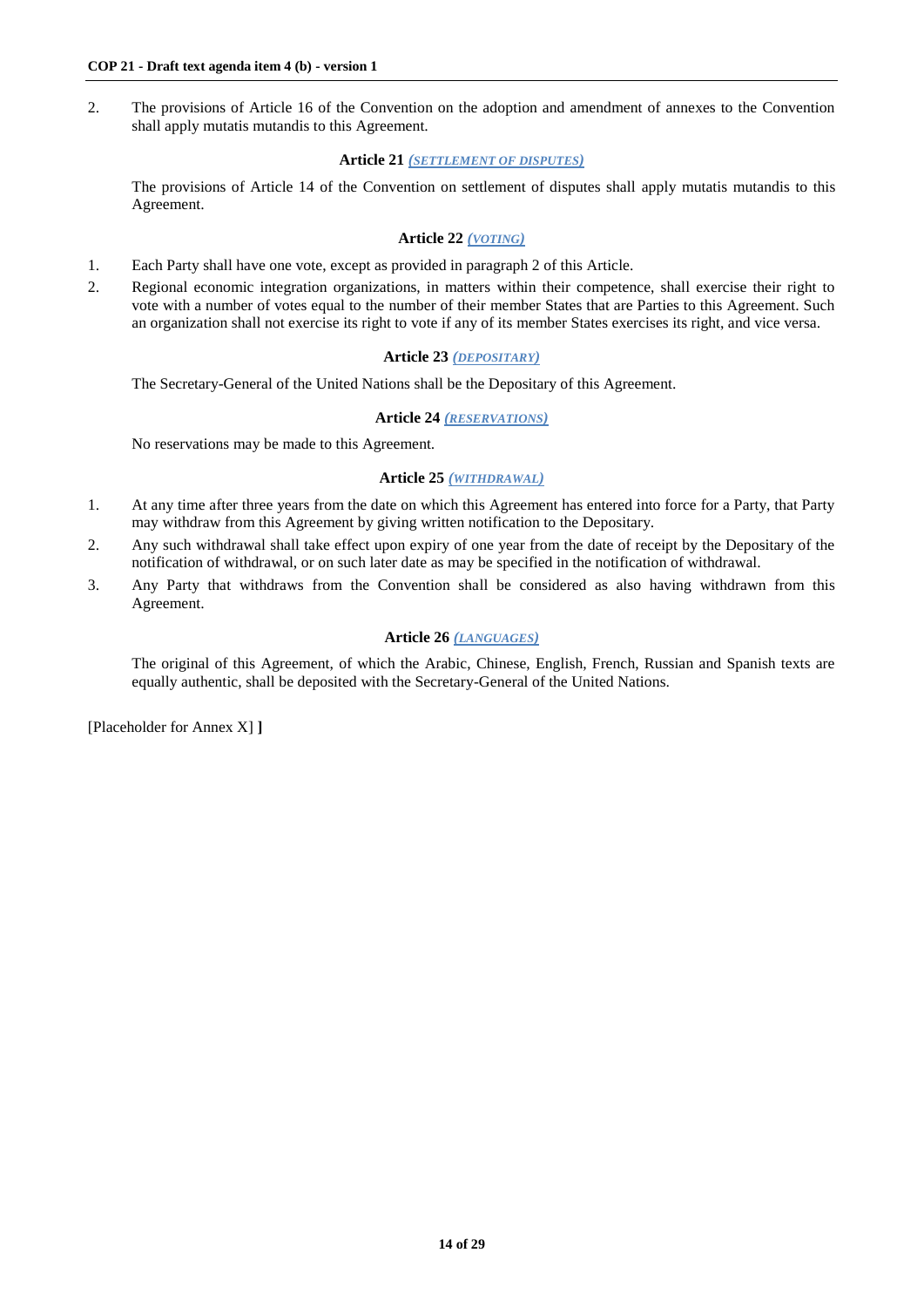2. The provisions of Article 16 of the Convention on the adoption and amendment of annexes to the Convention shall apply mutatis mutandis to this Agreement.

### Article 21 *(SETTLEMENT OF DISPUTES)*

The provisions of Article 14 of the Convention on settlement of disputes shall apply mutatis mutandis to this Agreement.

### Article 22 *(VOTING)*

1. Each Party shall have one vote, except as provided in paragraph 2 of this Article.
2. Regional economic integration organizations, in matters within their competence, shall exercise their right to vote with a number of votes equal to the number of their member States that are Parties to this Agreement. Such an organization shall not exercise its right to vote if any of its member States exercises its right, and vice versa.

### Article 23 *(DEPOSITARY)*

The Secretary-General of the United Nations shall be the Depositary of this Agreement.

### Article 24 *(RESERVATIONS)*

No reservations may be made to this Agreement.

### Article 25 *(WITHDRAWAL)*

1. At any time after three years from the date on which this Agreement has entered into force for a Party, that Party may withdraw from this Agreement by giving written notification to the Depositary.
2. Any such withdrawal shall take effect upon expiry of one year from the date of receipt by the Depositary of the notification of withdrawal, or on such later date as may be specified in the notification of withdrawal.
3. Any Party that withdraws from the Convention shall be considered as also having withdrawn from this Agreement.

### Article 26 *(LANGUAGES)*

The original of this Agreement, of which the Arabic, Chinese, English, French, Russian and Spanish texts are equally authentic, shall be deposited with the Secretary-General of the United Nations.

[Placeholder for Annex X] **]**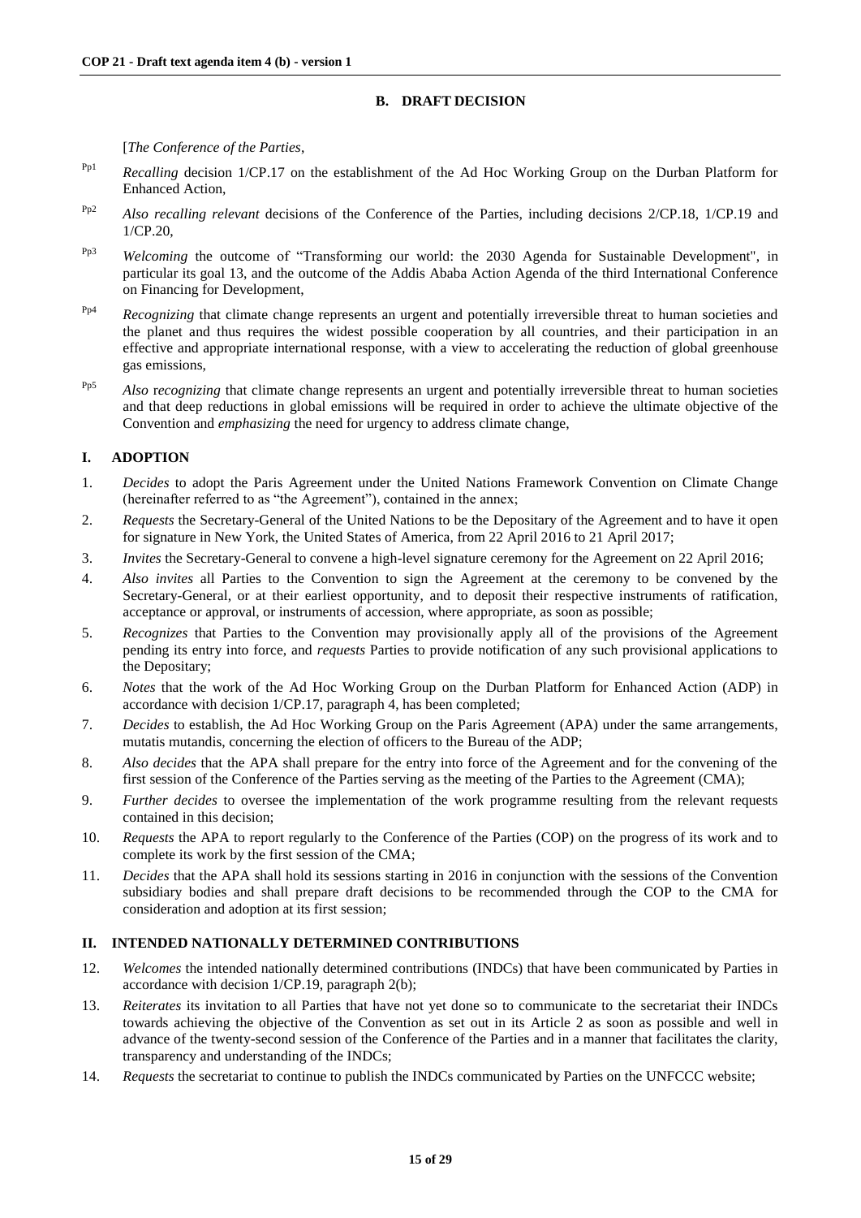## B. DRAFT DECISION

[*The Conference of the Parties*,

Pp1 *Recalling* decision 1/CP.17 on the establishment of the Ad Hoc Working Group on the Durban Platform for Enhanced Action,

Pp2 *Also recalling relevant* decisions of the Conference of the Parties, including decisions 2/CP.18, 1/CP.19 and 1/CP.20,

Pp3 *Welcoming* the outcome of "Transforming our world: the 2030 Agenda for Sustainable Development", in particular its goal 13, and the outcome of the Addis Ababa Action Agenda of the third International Conference on Financing for Development,

Pp4 *Recognizing* that climate change represents an urgent and potentially irreversible threat to human societies and the planet and thus requires the widest possible cooperation by all countries, and their participation in an effective and appropriate international response, with a view to accelerating the reduction of global greenhouse gas emissions,

Pp5 *Also recognizing* that climate change represents an urgent and potentially irreversible threat to human societies and that deep reductions in global emissions will be required in order to achieve the ultimate objective of the Convention and *emphasizing* the need for urgency to address climate change,

### I. ADOPTION

1. *Decides* to adopt the Paris Agreement under the United Nations Framework Convention on Climate Change (hereinafter referred to as "the Agreement"), contained in the annex;
2. *Requests* the Secretary-General of the United Nations to be the Depositary of the Agreement and to have it open for signature in New York, the United States of America, from 22 April 2016 to 21 April 2017;
3. *Invites* the Secretary-General to convene a high-level signature ceremony for the Agreement on 22 April 2016;
4. *Also invites* all Parties to the Convention to sign the Agreement at the ceremony to be convened by the Secretary-General, or at their earliest opportunity, and to deposit their respective instruments of ratification, acceptance or approval, or instruments of accession, where appropriate, as soon as possible;
5. *Recognizes* that Parties to the Convention may provisionally apply all of the provisions of the Agreement pending its entry into force, and *requests* Parties to provide notification of any such provisional applications to the Depositary;
6. *Notes* that the work of the Ad Hoc Working Group on the Durban Platform for Enhanced Action (ADP) in accordance with decision 1/CP.17, paragraph 4, has been completed;
7. *Decides* to establish, the Ad Hoc Working Group on the Paris Agreement (APA) under the same arrangements, mutatis mutandis, concerning the election of officers to the Bureau of the ADP;
8. *Also decides* that the APA shall prepare for the entry into force of the Agreement and for the convening of the first session of the Conference of the Parties serving as the meeting of the Parties to the Agreement (CMA);
9. *Further decides* to oversee the implementation of the work programme resulting from the relevant requests contained in this decision;
10. *Requests* the APA to report regularly to the Conference of the Parties (COP) on the progress of its work and to complete its work by the first session of the CMA;
11. *Decides* that the APA shall hold its sessions starting in 2016 in conjunction with the sessions of the Convention subsidiary bodies and shall prepare draft decisions to be recommended through the COP to the CMA for consideration and adoption at its first session;

### II. INTENDED NATIONALLY DETERMINED CONTRIBUTIONS

12. *Welcomes* the intended nationally determined contributions (INDCs) that have been communicated by Parties in accordance with decision 1/CP.19, paragraph 2(b);
13. *Reiterates* its invitation to all Parties that have not yet done so to communicate to the secretariat their INDCs towards achieving the objective of the Convention as set out in its Article 2 as soon as possible and well in advance of the twenty-second session of the Conference of the Parties and in a manner that facilitates the clarity, transparency and understanding of the INDCs;
14. *Requests* the secretariat to continue to publish the INDCs communicated by Parties on the UNFCCC website;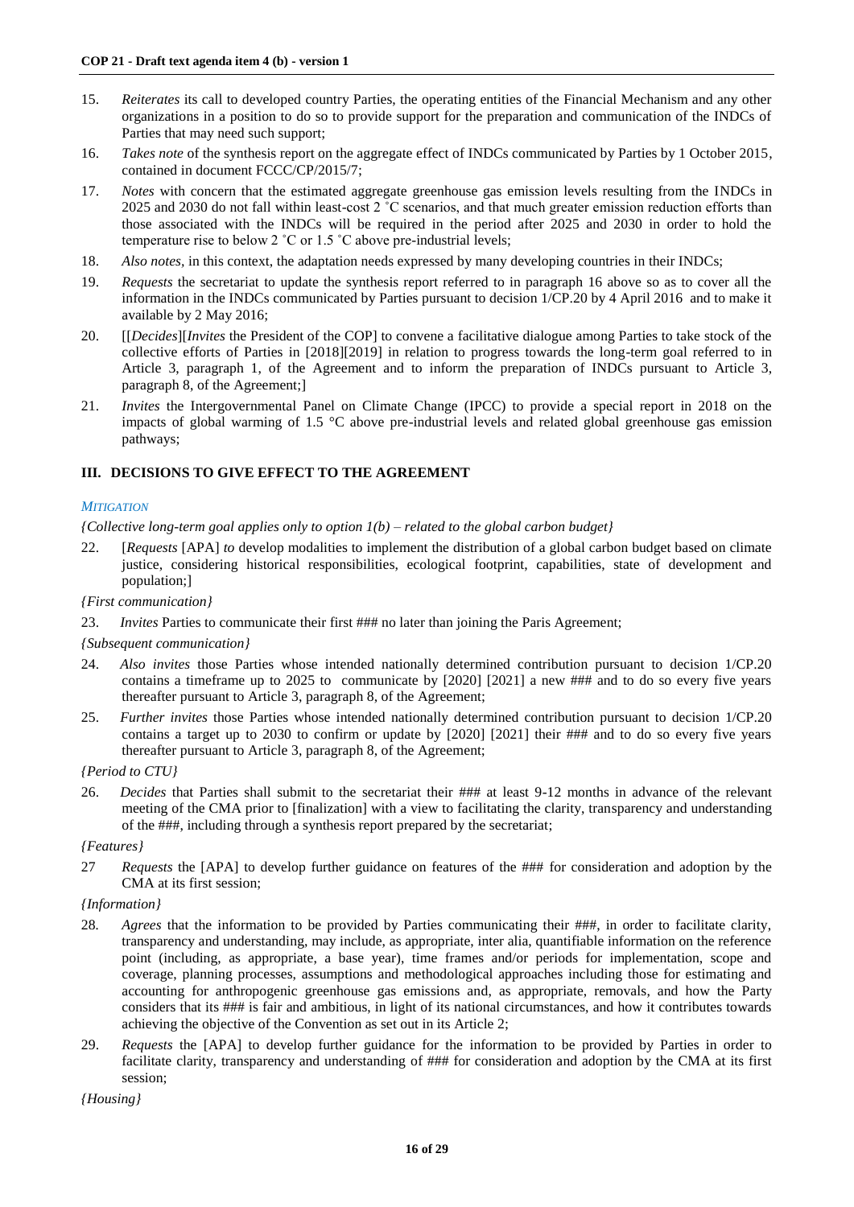15. *Reiterates* its call to developed country Parties, the operating entities of the Financial Mechanism and any other organizations in a position to do so to provide support for the preparation and communication of the INDCs of Parties that may need such support;

16. *Takes note* of the synthesis report on the aggregate effect of INDCs communicated by Parties by 1 October 2015, contained in document FCCC/CP/2015/7;

17. *Notes* with concern that the estimated aggregate greenhouse gas emission levels resulting from the INDCs in 2025 and 2030 do not fall within least-cost 2 ˚C scenarios, and that much greater emission reduction efforts than those associated with the INDCs will be required in the period after 2025 and 2030 in order to hold the temperature rise to below 2 ˚C or 1.5 ˚C above pre-industrial levels;

18. *Also notes*, in this context, the adaptation needs expressed by many developing countries in their INDCs;

19. *Requests* the secretariat to update the synthesis report referred to in paragraph 16 above so as to cover all the information in the INDCs communicated by Parties pursuant to decision 1/CP.20 by 4 April 2016 and to make it available by 2 May 2016;

20. [[*Decides*][*Invites* the President of the COP] to convene a facilitative dialogue among Parties to take stock of the collective efforts of Parties in [2018][2019] in relation to progress towards the long-term goal referred to in Article 3, paragraph 1, of the Agreement and to inform the preparation of INDCs pursuant to Article 3, paragraph 8, of the Agreement;]

21. *Invites* the Intergovernmental Panel on Climate Change (IPCC) to provide a special report in 2018 on the impacts of global warming of 1.5 °C above pre-industrial levels and related global greenhouse gas emission pathways;

## III. DECISIONS TO GIVE EFFECT TO THE AGREEMENT

*MITIGATION*

*{Collective long-term goal applies only to option 1(b) – related to the global carbon budget}*

22. [*Requests* [APA] *to* develop modalities to implement the distribution of a global carbon budget based on climate justice, considering historical responsibilities, ecological footprint, capabilities, state of development and population;]

*{First communication}*

23. *Invites* Parties to communicate their first ### no later than joining the Paris Agreement;

*{Subsequent communication}*

24. *Also invites* those Parties whose intended nationally determined contribution pursuant to decision 1/CP.20 contains a timeframe up to 2025 to communicate by [2020] [2021] a new ### and to do so every five years thereafter pursuant to Article 3, paragraph 8, of the Agreement;

25. *Further invites* those Parties whose intended nationally determined contribution pursuant to decision 1/CP.20 contains a target up to 2030 to confirm or update by [2020] [2021] their ### and to do so every five years thereafter pursuant to Article 3, paragraph 8, of the Agreement;

*{Period to CTU}*

26. *Decides* that Parties shall submit to the secretariat their ### at least 9-12 months in advance of the relevant meeting of the CMA prior to [finalization] with a view to facilitating the clarity, transparency and understanding of the ###, including through a synthesis report prepared by the secretariat;

*{Features}*

27 *Requests* the [APA] to develop further guidance on features of the ### for consideration and adoption by the CMA at its first session;

*{Information}*

28. *Agrees* that the information to be provided by Parties communicating their ###, in order to facilitate clarity, transparency and understanding, may include, as appropriate, inter alia, quantifiable information on the reference point (including, as appropriate, a base year), time frames and/or periods for implementation, scope and coverage, planning processes, assumptions and methodological approaches including those for estimating and accounting for anthropogenic greenhouse gas emissions and, as appropriate, removals, and how the Party considers that its ### is fair and ambitious, in light of its national circumstances, and how it contributes towards achieving the objective of the Convention as set out in its Article 2;

29. *Requests* the [APA] to develop further guidance for the information to be provided by Parties in order to facilitate clarity, transparency and understanding of ### for consideration and adoption by the CMA at its first session;

*{Housing}*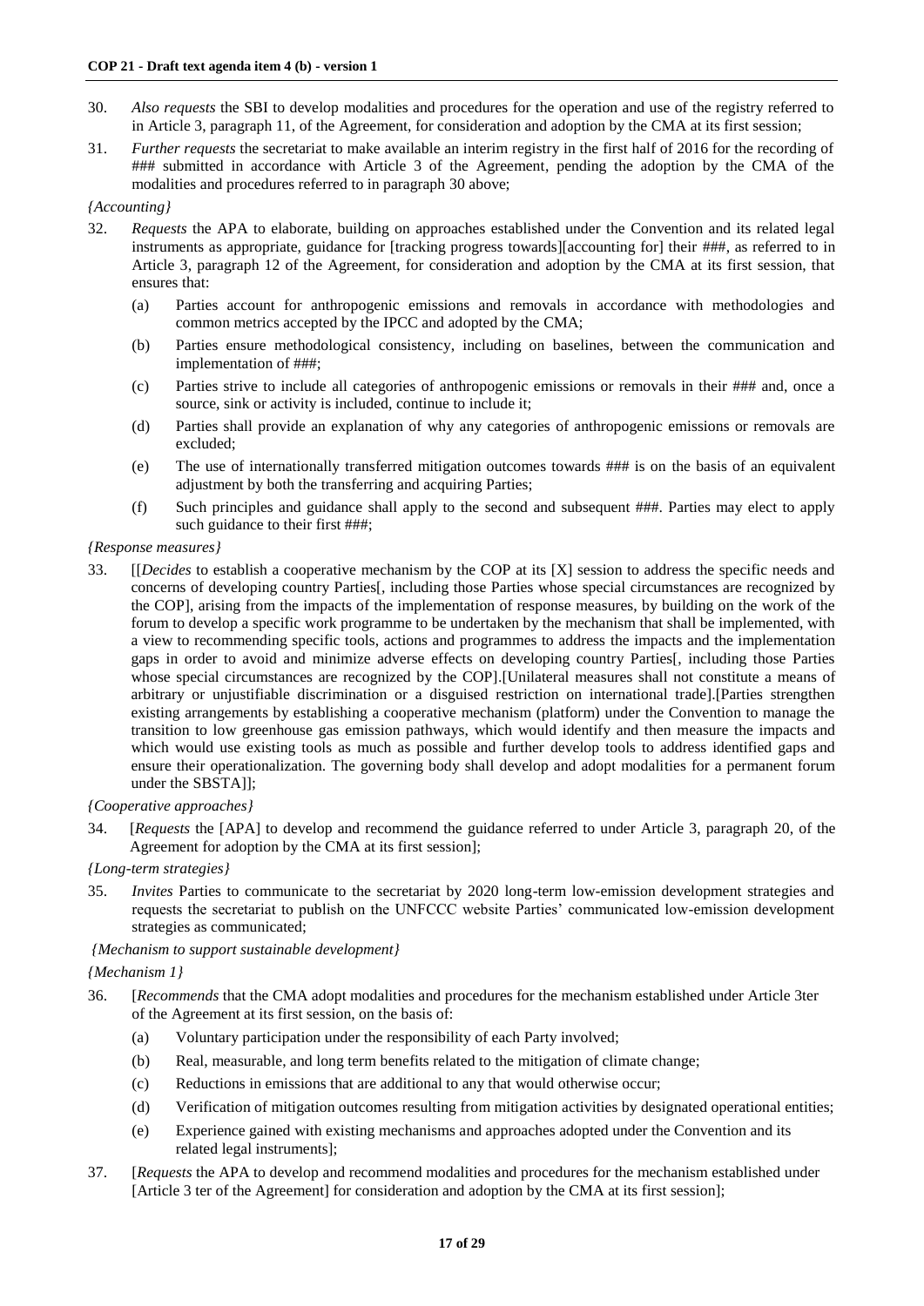30. *Also requests* the SBI to develop modalities and procedures for the operation and use of the registry referred to in Article 3, paragraph 11, of the Agreement, for consideration and adoption by the CMA at its first session;

31. *Further requests* the secretariat to make available an interim registry in the first half of 2016 for the recording of ### submitted in accordance with Article 3 of the Agreement, pending the adoption by the CMA of the modalities and procedures referred to in paragraph 30 above;

*{Accounting}*

32. *Requests* the APA to elaborate, building on approaches established under the Convention and its related legal instruments as appropriate, guidance for [tracking progress towards][accounting for] their ###, as referred to in Article 3, paragraph 12 of the Agreement, for consideration and adoption by the CMA at its first session, that ensures that:

    (a) Parties account for anthropogenic emissions and removals in accordance with methodologies and common metrics accepted by the IPCC and adopted by the CMA;

    (b) Parties ensure methodological consistency, including on baselines, between the communication and implementation of ###;

    (c) Parties strive to include all categories of anthropogenic emissions or removals in their ### and, once a source, sink or activity is included, continue to include it;

    (d) Parties shall provide an explanation of why any categories of anthropogenic emissions or removals are excluded;

    (e) The use of internationally transferred mitigation outcomes towards ### is on the basis of an equivalent adjustment by both the transferring and acquiring Parties;

    (f) Such principles and guidance shall apply to the second and subsequent ###. Parties may elect to apply such guidance to their first ###;

*{Response measures}*

33. [[*Decides* to establish a cooperative mechanism by the COP at its [X] session to address the specific needs and concerns of developing country Parties[, including those Parties whose special circumstances are recognized by the COP], arising from the impacts of the implementation of response measures, by building on the work of the forum to develop a specific work programme to be undertaken by the mechanism that shall be implemented, with a view to recommending specific tools, actions and programmes to address the impacts and the implementation gaps in order to avoid and minimize adverse effects on developing country Parties[, including those Parties whose special circumstances are recognized by the COP].[Unilateral measures shall not constitute a means of arbitrary or unjustifiable discrimination or a disguised restriction on international trade].[Parties strengthen existing arrangements by establishing a cooperative mechanism (platform) under the Convention to manage the transition to low greenhouse gas emission pathways, which would identify and then measure the impacts and which would use existing tools as much as possible and further develop tools to address identified gaps and ensure their operationalization. The governing body shall develop and adopt modalities for a permanent forum under the SBSTA]];

*{Cooperative approaches}*

34. [*Requests* the [APA] to develop and recommend the guidance referred to under Article 3, paragraph 20, of the Agreement for adoption by the CMA at its first session];

*{Long-term strategies}*

35. *Invites* Parties to communicate to the secretariat by 2020 long-term low-emission development strategies and requests the secretariat to publish on the UNFCCC website Parties' communicated low-emission development strategies as communicated;

*{Mechanism to support sustainable development}*

*{Mechanism 1}*

36. [*Recommends* that the CMA adopt modalities and procedures for the mechanism established under Article 3ter of the Agreement at its first session, on the basis of:

    (a) Voluntary participation under the responsibility of each Party involved;

    (b) Real, measurable, and long term benefits related to the mitigation of climate change;

    (c) Reductions in emissions that are additional to any that would otherwise occur;

    (d) Verification of mitigation outcomes resulting from mitigation activities by designated operational entities;

    (e) Experience gained with existing mechanisms and approaches adopted under the Convention and its related legal instruments];

37. [*Requests* the APA to develop and recommend modalities and procedures for the mechanism established under [Article 3 ter of the Agreement] for consideration and adoption by the CMA at its first session];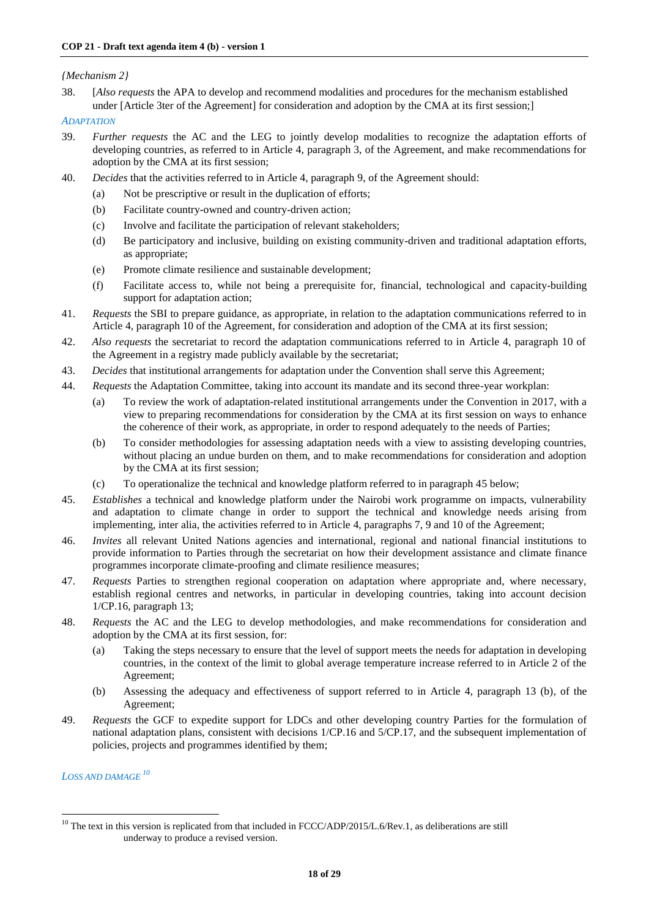*{Mechanism 2}*

38. [*Also requests* the APA to develop and recommend modalities and procedures for the mechanism established under [Article 3ter of the Agreement] for consideration and adoption by the CMA at its first session;]

*ADAPTATION*

39. *Further requests* the AC and the LEG to jointly develop modalities to recognize the adaptation efforts of developing countries, as referred to in Article 4, paragraph 3, of the Agreement, and make recommendations for adoption by the CMA at its first session;

40. *Decides* that the activities referred to in Article 4, paragraph 9, of the Agreement should:

    (a) Not be prescriptive or result in the duplication of efforts;

    (b) Facilitate country-owned and country-driven action;

    (c) Involve and facilitate the participation of relevant stakeholders;

    (d) Be participatory and inclusive, building on existing community-driven and traditional adaptation efforts, as appropriate;

    (e) Promote climate resilience and sustainable development;

    (f) Facilitate access to, while not being a prerequisite for, financial, technological and capacity-building support for adaptation action;

41. *Requests* the SBI to prepare guidance, as appropriate, in relation to the adaptation communications referred to in Article 4, paragraph 10 of the Agreement, for consideration and adoption of the CMA at its first session;

42. *Also requests* the secretariat to record the adaptation communications referred to in Article 4, paragraph 10 of the Agreement in a registry made publicly available by the secretariat;

43. *Decides* that institutional arrangements for adaptation under the Convention shall serve this Agreement;

44. *Requests* the Adaptation Committee, taking into account its mandate and its second three-year workplan:

    (a) To review the work of adaptation-related institutional arrangements under the Convention in 2017, with a view to preparing recommendations for consideration by the CMA at its first session on ways to enhance the coherence of their work, as appropriate, in order to respond adequately to the needs of Parties;

    (b) To consider methodologies for assessing adaptation needs with a view to assisting developing countries, without placing an undue burden on them, and to make recommendations for consideration and adoption by the CMA at its first session;

    (c) To operationalize the technical and knowledge platform referred to in paragraph 45 below;

45. *Establishes* a technical and knowledge platform under the Nairobi work programme on impacts, vulnerability and adaptation to climate change in order to support the technical and knowledge needs arising from implementing, inter alia, the activities referred to in Article 4, paragraphs 7, 9 and 10 of the Agreement;

46. *Invites* all relevant United Nations agencies and international, regional and national financial institutions to provide information to Parties through the secretariat on how their development assistance and climate finance programmes incorporate climate-proofing and climate resilience measures;

47. *Requests* Parties to strengthen regional cooperation on adaptation where appropriate and, where necessary, establish regional centres and networks, in particular in developing countries, taking into account decision 1/CP.16, paragraph 13;

48. *Requests* the AC and the LEG to develop methodologies, and make recommendations for consideration and adoption by the CMA at its first session, for:

    (a) Taking the steps necessary to ensure that the level of support meets the needs for adaptation in developing countries, in the context of the limit to global average temperature increase referred to in Article 2 of the Agreement;

    (b) Assessing the adequacy and effectiveness of support referred to in Article 4, paragraph 13 (b), of the Agreement;

49. *Requests* the GCF to expedite support for LDCs and other developing country Parties for the formulation of national adaptation plans, consistent with decisions 1/CP.16 and 5/CP.17, and the subsequent implementation of policies, projects and programmes identified by them;

*LOSS AND DAMAGE* [10]

[10] The text in this version is replicated from that included in FCCC/ADP/2015/L.6/Rev.1, as deliberations are still underway to produce a revised version.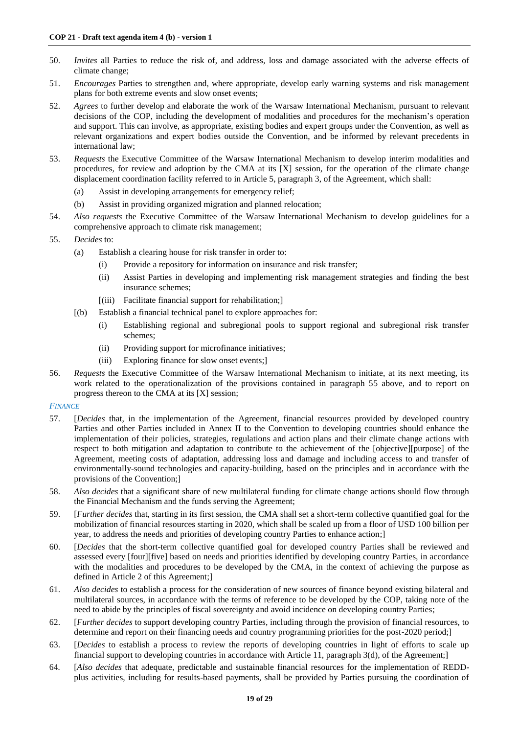50. *Invites* all Parties to reduce the risk of, and address, loss and damage associated with the adverse effects of climate change;

51. *Encourages* Parties to strengthen and, where appropriate, develop early warning systems and risk management plans for both extreme events and slow onset events;

52. *Agrees* to further develop and elaborate the work of the Warsaw International Mechanism, pursuant to relevant decisions of the COP, including the development of modalities and procedures for the mechanism's operation and support. This can involve, as appropriate, existing bodies and expert groups under the Convention, as well as relevant organizations and expert bodies outside the Convention, and be informed by relevant precedents in international law;

53. *Requests* the Executive Committee of the Warsaw International Mechanism to develop interim modalities and procedures, for review and adoption by the CMA at its [X] session, for the operation of the climate change displacement coordination facility referred to in Article 5, paragraph 3, of the Agreement, which shall:

    (a) Assist in developing arrangements for emergency relief;

    (b) Assist in providing organized migration and planned relocation;

54. *Also requests* the Executive Committee of the Warsaw International Mechanism to develop guidelines for a comprehensive approach to climate risk management;

55. *Decides* to:

    (a) Establish a clearing house for risk transfer in order to:

        (i) Provide a repository for information on insurance and risk transfer;

        (ii) Assist Parties in developing and implementing risk management strategies and finding the best insurance schemes;

        [(iii) Facilitate financial support for rehabilitation;]

    [(b) Establish a financial technical panel to explore approaches for:

        (i) Establishing regional and subregional pools to support regional and subregional risk transfer schemes;

        (ii) Providing support for microfinance initiatives;

        (iii) Exploring finance for slow onset events;]

56. *Requests* the Executive Committee of the Warsaw International Mechanism to initiate, at its next meeting, its work related to the operationalization of the provisions contained in paragraph 55 above, and to report on progress thereon to the CMA at its [X] session;

*FINANCE*

57. [*Decides* that, in the implementation of the Agreement, financial resources provided by developed country Parties and other Parties included in Annex II to the Convention to developing countries should enhance the implementation of their policies, strategies, regulations and action plans and their climate change actions with respect to both mitigation and adaptation to contribute to the achievement of the [objective][purpose] of the Agreement, meeting costs of adaptation, addressing loss and damage and including access to and transfer of environmentally-sound technologies and capacity-building, based on the principles and in accordance with the provisions of the Convention;]

58. *Also decides* that a significant share of new multilateral funding for climate change actions should flow through the Financial Mechanism and the funds serving the Agreement;

59. [*Further decides* that, starting in its first session, the CMA shall set a short-term collective quantified goal for the mobilization of financial resources starting in 2020, which shall be scaled up from a floor of USD 100 billion per year, to address the needs and priorities of developing country Parties to enhance action;]

60. [*Decides* that the short-term collective quantified goal for developed country Parties shall be reviewed and assessed every [four][five] based on needs and priorities identified by developing country Parties, in accordance with the modalities and procedures to be developed by the CMA, in the context of achieving the purpose as defined in Article 2 of this Agreement;]

61. *Also decides* to establish a process for the consideration of new sources of finance beyond existing bilateral and multilateral sources, in accordance with the terms of reference to be developed by the COP, taking note of the need to abide by the principles of fiscal sovereignty and avoid incidence on developing country Parties;

62. [*Further decides* to support developing country Parties, including through the provision of financial resources, to determine and report on their financing needs and country programming priorities for the post-2020 period;]

63. [*Decides* to establish a process to review the reports of developing countries in light of efforts to scale up financial support to developing countries in accordance with Article 11, paragraph 3(d), of the Agreement;]

64. [*Also decides* that adequate, predictable and sustainable financial resources for the implementation of REDD-plus activities, including for results-based payments, shall be provided by Parties pursuing the coordination of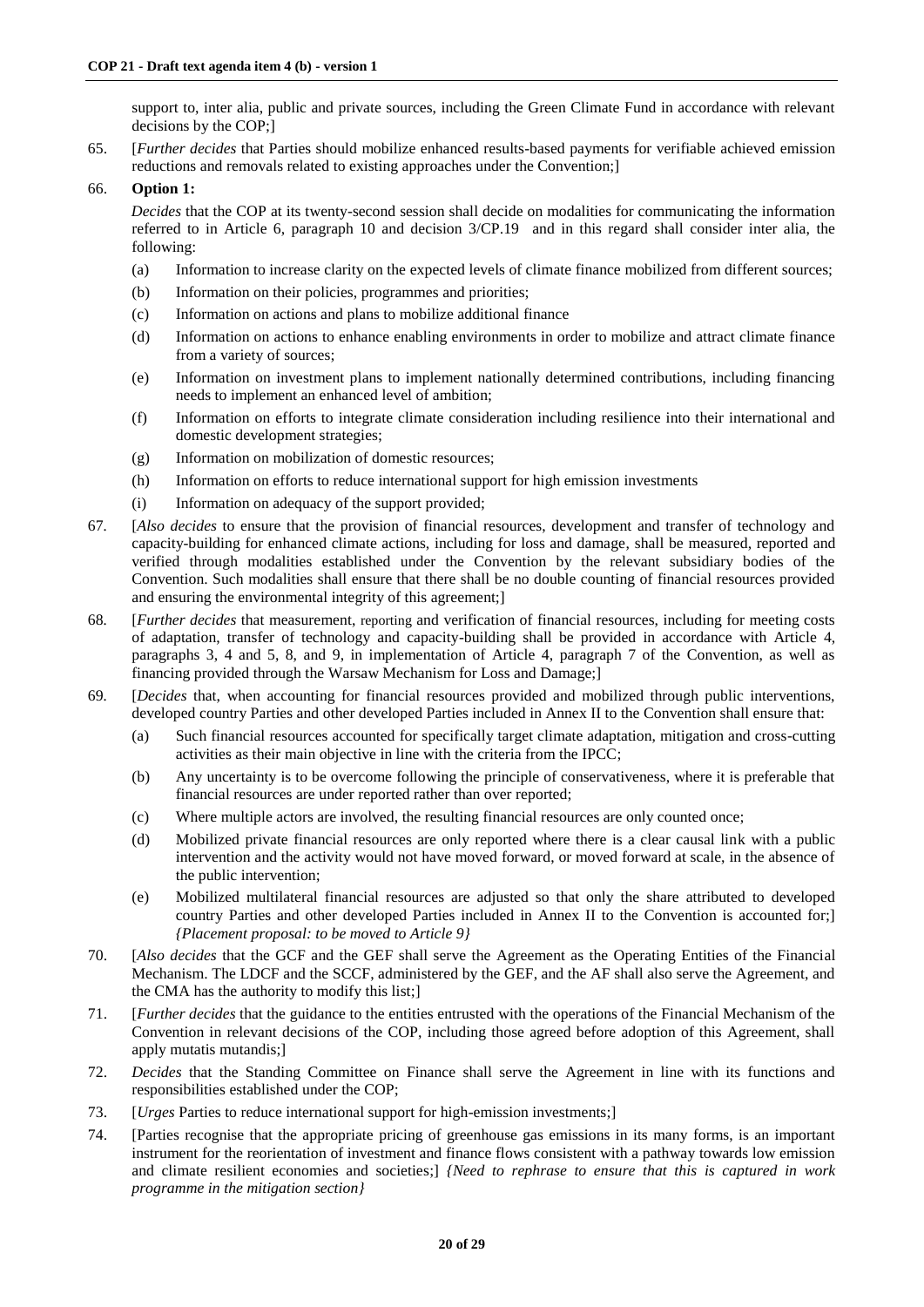support to, inter alia, public and private sources, including the Green Climate Fund in accordance with relevant decisions by the COP;]

65. [*Further decides* that Parties should mobilize enhanced results-based payments for verifiable achieved emission reductions and removals related to existing approaches under the Convention;]

66. **Option 1:**

 *Decides* that the COP at its twenty-second session shall decide on modalities for communicating the information referred to in Article 6, paragraph 10 and decision 3/CP.19 and in this regard shall consider inter alia, the following:

 (a) Information to increase clarity on the expected levels of climate finance mobilized from different sources;

 (b) Information on their policies, programmes and priorities;

 (c) Information on actions and plans to mobilize additional finance

 (d) Information on actions to enhance enabling environments in order to mobilize and attract climate finance from a variety of sources;

 (e) Information on investment plans to implement nationally determined contributions, including financing needs to implement an enhanced level of ambition;

 (f) Information on efforts to integrate climate consideration including resilience into their international and domestic development strategies;

 (g) Information on mobilization of domestic resources;

 (h) Information on efforts to reduce international support for high emission investments

 (i) Information on adequacy of the support provided;

67. [*Also decides* to ensure that the provision of financial resources, development and transfer of technology and capacity-building for enhanced climate actions, including for loss and damage, shall be measured, reported and verified through modalities established under the Convention by the relevant subsidiary bodies of the Convention. Such modalities shall ensure that there shall be no double counting of financial resources provided and ensuring the environmental integrity of this agreement;]

68. [*Further decides* that measurement, reporting and verification of financial resources, including for meeting costs of adaptation, transfer of technology and capacity-building shall be provided in accordance with Article 4, paragraphs 3, 4 and 5, 8, and 9, in implementation of Article 4, paragraph 7 of the Convention, as well as financing provided through the Warsaw Mechanism for Loss and Damage;]

69. [*Decides* that, when accounting for financial resources provided and mobilized through public interventions, developed country Parties and other developed Parties included in Annex II to the Convention shall ensure that:

 (a) Such financial resources accounted for specifically target climate adaptation, mitigation and cross-cutting activities as their main objective in line with the criteria from the IPCC;

 (b) Any uncertainty is to be overcome following the principle of conservativeness, where it is preferable that financial resources are under reported rather than over reported;

 (c) Where multiple actors are involved, the resulting financial resources are only counted once;

 (d) Mobilized private financial resources are only reported where there is a clear causal link with a public intervention and the activity would not have moved forward, or moved forward at scale, in the absence of the public intervention;

 (e) Mobilized multilateral financial resources are adjusted so that only the share attributed to developed country Parties and other developed Parties included in Annex II to the Convention is accounted for;] *{Placement proposal: to be moved to Article 9}*

70. [*Also decides* that the GCF and the GEF shall serve the Agreement as the Operating Entities of the Financial Mechanism. The LDCF and the SCCF, administered by the GEF, and the AF shall also serve the Agreement, and the CMA has the authority to modify this list;]

71. [*Further decides* that the guidance to the entities entrusted with the operations of the Financial Mechanism of the Convention in relevant decisions of the COP, including those agreed before adoption of this Agreement, shall apply mutatis mutandis;]

72. *Decides* that the Standing Committee on Finance shall serve the Agreement in line with its functions and responsibilities established under the COP;

73. [*Urges* Parties to reduce international support for high-emission investments;]

74. [Parties recognise that the appropriate pricing of greenhouse gas emissions in its many forms, is an important instrument for the reorientation of investment and finance flows consistent with a pathway towards low emission and climate resilient economies and societies;] *{Need to rephrase to ensure that this is captured in work programme in the mitigation section}*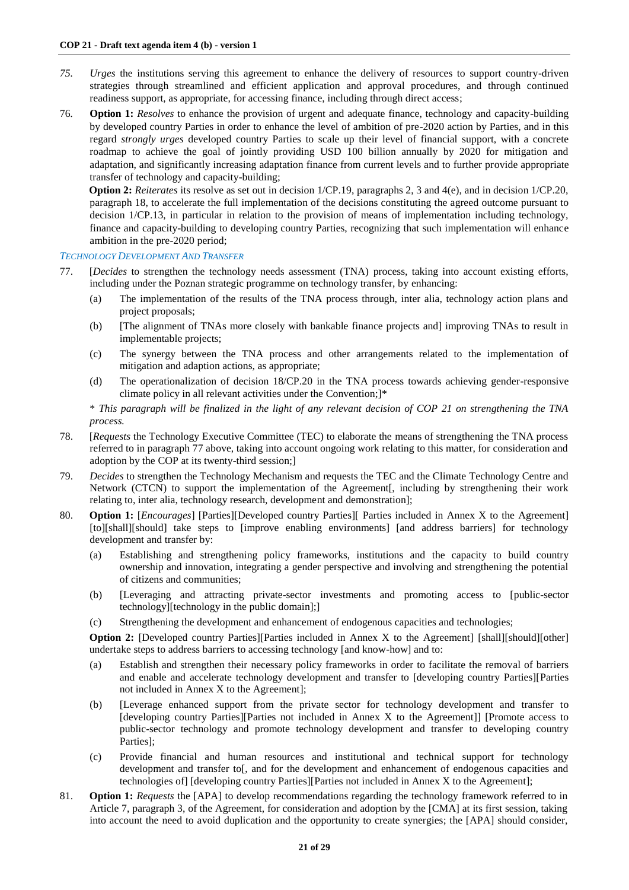75. *Urges* the institutions serving this agreement to enhance the delivery of resources to support country-driven strategies through streamlined and efficient application and approval procedures, and through continued readiness support, as appropriate, for accessing finance, including through direct access;

76. **Option 1:** *Resolves* to enhance the provision of urgent and adequate finance, technology and capacity-building by developed country Parties in order to enhance the level of ambition of pre-2020 action by Parties, and in this regard *strongly urges* developed country Parties to scale up their level of financial support, with a concrete roadmap to achieve the goal of jointly providing USD 100 billion annually by 2020 for mitigation and adaptation, and significantly increasing adaptation finance from current levels and to further provide appropriate transfer of technology and capacity-building;

    **Option 2:** *Reiterates* its resolve as set out in decision 1/CP.19, paragraphs 2, 3 and 4(e), and in decision 1/CP.20, paragraph 18, to accelerate the full implementation of the decisions constituting the agreed outcome pursuant to decision 1/CP.13, in particular in relation to the provision of means of implementation including technology, finance and capacity-building to developing country Parties, recognizing that such implementation will enhance ambition in the pre-2020 period;

*TECHNOLOGY DEVELOPMENT AND TRANSFER*

77. [*Decides* to strengthen the technology needs assessment (TNA) process, taking into account existing efforts, including under the Poznan strategic programme on technology transfer, by enhancing:

    (a) The implementation of the results of the TNA process through, inter alia, technology action plans and project proposals;

    (b) [The alignment of TNAs more closely with bankable finance projects and] improving TNAs to result in implementable projects;

    (c) The synergy between the TNA process and other arrangements related to the implementation of mitigation and adaption actions, as appropriate;

    (d) The operationalization of decision 18/CP.20 in the TNA process towards achieving gender-responsive climate policy in all relevant activities under the Convention;]*

    \* *This paragraph will be finalized in the light of any relevant decision of COP 21 on strengthening the TNA process.*

78. [*Requests* the Technology Executive Committee (TEC) to elaborate the means of strengthening the TNA process referred to in paragraph 77 above, taking into account ongoing work relating to this matter, for consideration and adoption by the COP at its twenty-third session;]

79. *Decides* to strengthen the Technology Mechanism and requests the TEC and the Climate Technology Centre and Network (CTCN) to support the implementation of the Agreement[, including by strengthening their work relating to, inter alia, technology research, development and demonstration];

80. **Option 1:** [*Encourages*] [Parties][Developed country Parties][ Parties included in Annex X to the Agreement] [to][shall][should] take steps to [improve enabling environments] [and address barriers] for technology development and transfer by:

    (a) Establishing and strengthening policy frameworks, institutions and the capacity to build country ownership and innovation, integrating a gender perspective and involving and strengthening the potential of citizens and communities;

    (b) [Leveraging and attracting private-sector investments and promoting access to [public-sector technology][technology in the public domain];]

    (c) Strengthening the development and enhancement of endogenous capacities and technologies;

    **Option 2:** [Developed country Parties][Parties included in Annex X to the Agreement] [shall][should][other] undertake steps to address barriers to accessing technology [and know-how] and to:

    (a) Establish and strengthen their necessary policy frameworks in order to facilitate the removal of barriers and enable and accelerate technology development and transfer to [developing country Parties][Parties not included in Annex X to the Agreement];

    (b) [Leverage enhanced support from the private sector for technology development and transfer to [developing country Parties][Parties not included in Annex X to the Agreement]] [Promote access to public-sector technology and promote technology development and transfer to developing country Parties];

    (c) Provide financial and human resources and institutional and technical support for technology development and transfer to[, and for the development and enhancement of endogenous capacities and technologies of] [developing country Parties][Parties not included in Annex X to the Agreement];

81. **Option 1:** *Requests* the [APA] to develop recommendations regarding the technology framework referred to in Article 7, paragraph 3, of the Agreement, for consideration and adoption by the [CMA] at its first session, taking into account the need to avoid duplication and the opportunity to create synergies; the [APA] should consider,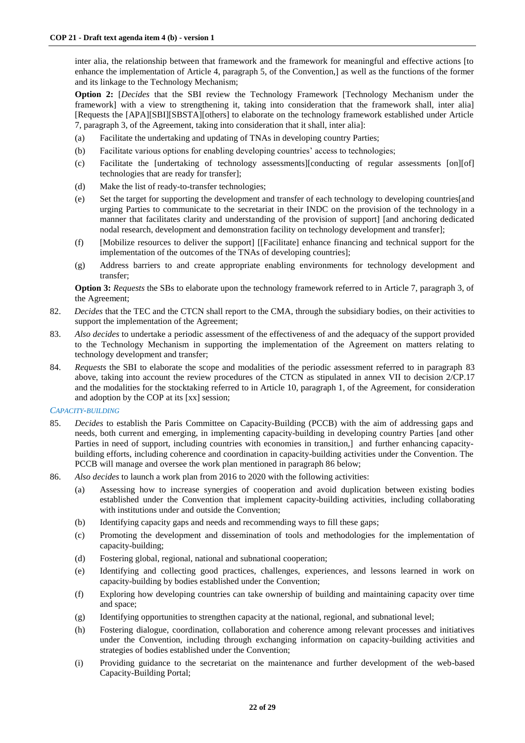inter alia, the relationship between that framework and the framework for meaningful and effective actions [to enhance the implementation of Article 4, paragraph 5, of the Convention,] as well as the functions of the former and its linkage to the Technology Mechanism;

**Option 2:** [*Decides* that the SBI review the Technology Framework [Technology Mechanism under the framework] with a view to strengthening it, taking into consideration that the framework shall, inter alia] [Requests the [APA][SBI][SBSTA][others] to elaborate on the technology framework established under Article 7, paragraph 3, of the Agreement, taking into consideration that it shall, inter alia]:

(a) Facilitate the undertaking and updating of TNAs in developing country Parties;

(b) Facilitate various options for enabling developing countries' access to technologies;

(c) Facilitate the [undertaking of technology assessments][conducting of regular assessments [on][of] technologies that are ready for transfer];

(d) Make the list of ready-to-transfer technologies;

(e) Set the target for supporting the development and transfer of each technology to developing countries[and urging Parties to communicate to the secretariat in their INDC on the provision of the technology in a manner that facilitates clarity and understanding of the provision of support] [and anchoring dedicated nodal research, development and demonstration facility on technology development and transfer];

(f) [Mobilize resources to deliver the support] [[Facilitate] enhance financing and technical support for the implementation of the outcomes of the TNAs of developing countries];

(g) Address barriers to and create appropriate enabling environments for technology development and transfer;

**Option 3:** *Requests* the SBs to elaborate upon the technology framework referred to in Article 7, paragraph 3, of the Agreement;

82. *Decides* that the TEC and the CTCN shall report to the CMA, through the subsidiary bodies, on their activities to support the implementation of the Agreement;

83. *Also decides* to undertake a periodic assessment of the effectiveness of and the adequacy of the support provided to the Technology Mechanism in supporting the implementation of the Agreement on matters relating to technology development and transfer;

84. *Requests* the SBI to elaborate the scope and modalities of the periodic assessment referred to in paragraph 83 above, taking into account the review procedures of the CTCN as stipulated in annex VII to decision 2/CP.17 and the modalities for the stocktaking referred to in Article 10, paragraph 1, of the Agreement, for consideration and adoption by the COP at its [xx] session;

*CAPACITY-BUILDING*

85. *Decides* to establish the Paris Committee on Capacity-Building (PCCB) with the aim of addressing gaps and needs, both current and emerging, in implementing capacity-building in developing country Parties [and other Parties in need of support, including countries with economies in transition,] and further enhancing capacity-building efforts, including coherence and coordination in capacity-building activities under the Convention. The PCCB will manage and oversee the work plan mentioned in paragraph 86 below;

86. *Also decides* to launch a work plan from 2016 to 2020 with the following activities:

(a) Assessing how to increase synergies of cooperation and avoid duplication between existing bodies established under the Convention that implement capacity-building activities, including collaborating with institutions under and outside the Convention;

(b) Identifying capacity gaps and needs and recommending ways to fill these gaps;

(c) Promoting the development and dissemination of tools and methodologies for the implementation of capacity-building;

(d) Fostering global, regional, national and subnational cooperation;

(e) Identifying and collecting good practices, challenges, experiences, and lessons learned in work on capacity-building by bodies established under the Convention;

(f) Exploring how developing countries can take ownership of building and maintaining capacity over time and space;

(g) Identifying opportunities to strengthen capacity at the national, regional, and subnational level;

(h) Fostering dialogue, coordination, collaboration and coherence among relevant processes and initiatives under the Convention, including through exchanging information on capacity-building activities and strategies of bodies established under the Convention;

(i) Providing guidance to the secretariat on the maintenance and further development of the web-based Capacity-Building Portal;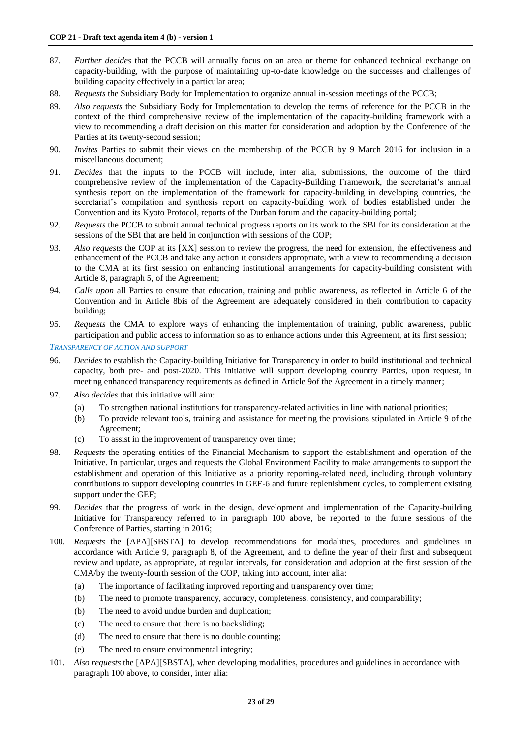87. *Further decides* that the PCCB will annually focus on an area or theme for enhanced technical exchange on capacity-building, with the purpose of maintaining up-to-date knowledge on the successes and challenges of building capacity effectively in a particular area;

88. *Requests* the Subsidiary Body for Implementation to organize annual in-session meetings of the PCCB;

89. *Also requests* the Subsidiary Body for Implementation to develop the terms of reference for the PCCB in the context of the third comprehensive review of the implementation of the capacity-building framework with a view to recommending a draft decision on this matter for consideration and adoption by the Conference of the Parties at its twenty-second session;

90. *Invites* Parties to submit their views on the membership of the PCCB by 9 March 2016 for inclusion in a miscellaneous document;

91. *Decides* that the inputs to the PCCB will include, inter alia, submissions, the outcome of the third comprehensive review of the implementation of the Capacity-Building Framework, the secretariat's annual synthesis report on the implementation of the framework for capacity-building in developing countries, the secretariat's compilation and synthesis report on capacity-building work of bodies established under the Convention and its Kyoto Protocol, reports of the Durban forum and the capacity-building portal;

92. *Requests* the PCCB to submit annual technical progress reports on its work to the SBI for its consideration at the sessions of the SBI that are held in conjunction with sessions of the COP;

93. *Also requests* the COP at its [XX] session to review the progress, the need for extension, the effectiveness and enhancement of the PCCB and take any action it considers appropriate, with a view to recommending a decision to the CMA at its first session on enhancing institutional arrangements for capacity-building consistent with Article 8, paragraph 5, of the Agreement;

94. *Calls upon* all Parties to ensure that education, training and public awareness, as reflected in Article 6 of the Convention and in Article 8bis of the Agreement are adequately considered in their contribution to capacity building;

95. *Requests* the CMA to explore ways of enhancing the implementation of training, public awareness, public participation and public access to information so as to enhance actions under this Agreement, at its first session;

*TRANSPARENCY OF ACTION AND SUPPORT*

96. *Decides* to establish the Capacity-building Initiative for Transparency in order to build institutional and technical capacity, both pre- and post-2020. This initiative will support developing country Parties, upon request, in meeting enhanced transparency requirements as defined in Article 9of the Agreement in a timely manner;

97. *Also decides* that this initiative will aim:
    (a) To strengthen national institutions for transparency-related activities in line with national priorities;
    (b) To provide relevant tools, training and assistance for meeting the provisions stipulated in Article 9 of the Agreement;
    (c) To assist in the improvement of transparency over time;

98. *Requests* the operating entities of the Financial Mechanism to support the establishment and operation of the Initiative. In particular, urges and requests the Global Environment Facility to make arrangements to support the establishment and operation of this Initiative as a priority reporting-related need, including through voluntary contributions to support developing countries in GEF-6 and future replenishment cycles, to complement existing support under the GEF;

99. *Decides* that the progress of work in the design, development and implementation of the Capacity-building Initiative for Transparency referred to in paragraph 100 above, be reported to the future sessions of the Conference of Parties, starting in 2016;

100. *Requests* the [APA][SBSTA] to develop recommendations for modalities, procedures and guidelines in accordance with Article 9, paragraph 8, of the Agreement, and to define the year of their first and subsequent review and update, as appropriate, at regular intervals, for consideration and adoption at the first session of the CMA/by the twenty-fourth session of the COP, taking into account, inter alia:
    (a) The importance of facilitating improved reporting and transparency over time;
    (b) The need to promote transparency, accuracy, completeness, consistency, and comparability;
    (b) The need to avoid undue burden and duplication;
    (c) The need to ensure that there is no backsliding;
    (d) The need to ensure that there is no double counting;
    (e) The need to ensure environmental integrity;

101. *Also requests* the [APA][SBSTA], when developing modalities, procedures and guidelines in accordance with paragraph 100 above, to consider, inter alia: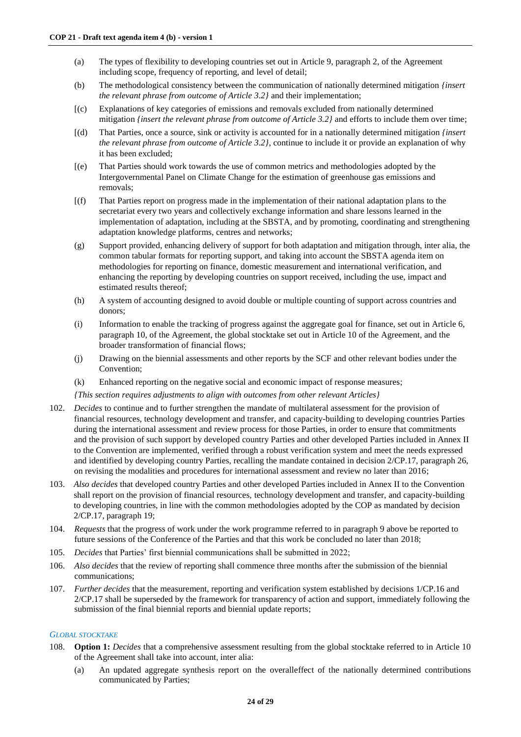(a) The types of flexibility to developing countries set out in Article 9, paragraph 2, of the Agreement including scope, frequency of reporting, and level of detail;

(b) The methodological consistency between the communication of nationally determined mitigation *{insert the relevant phrase from outcome of Article 3.2}* and their implementation;

[(c) Explanations of key categories of emissions and removals excluded from nationally determined mitigation *{insert the relevant phrase from outcome of Article 3.2}* and efforts to include them over time;

[(d) That Parties, once a source, sink or activity is accounted for in a nationally determined mitigation *{insert the relevant phrase from outcome of Article 3.2}*, continue to include it or provide an explanation of why it has been excluded;

[(e) That Parties should work towards the use of common metrics and methodologies adopted by the Intergovernmental Panel on Climate Change for the estimation of greenhouse gas emissions and removals;

[(f) That Parties report on progress made in the implementation of their national adaptation plans to the secretariat every two years and collectively exchange information and share lessons learned in the implementation of adaptation, including at the SBSTA, and by promoting, coordinating and strengthening adaptation knowledge platforms, centres and networks;

(g) Support provided, enhancing delivery of support for both adaptation and mitigation through, inter alia, the common tabular formats for reporting support, and taking into account the SBSTA agenda item on methodologies for reporting on finance, domestic measurement and international verification, and enhancing the reporting by developing countries on support received, including the use, impact and estimated results thereof;

(h) A system of accounting designed to avoid double or multiple counting of support across countries and donors;

(i) Information to enable the tracking of progress against the aggregate goal for finance, set out in Article 6, paragraph 10, of the Agreement, the global stocktake set out in Article 10 of the Agreement, and the broader transformation of financial flows;

(j) Drawing on the biennial assessments and other reports by the SCF and other relevant bodies under the Convention;

(k) Enhanced reporting on the negative social and economic impact of response measures;

*{This section requires adjustments to align with outcomes from other relevant Articles}*

102. *Decides* to continue and to further strengthen the mandate of multilateral assessment for the provision of financial resources, technology development and transfer, and capacity-building to developing countries Parties during the international assessment and review process for those Parties, in order to ensure that commitments and the provision of such support by developed country Parties and other developed Parties included in Annex II to the Convention are implemented, verified through a robust verification system and meet the needs expressed and identified by developing country Parties, recalling the mandate contained in decision 2/CP.17, paragraph 26, on revising the modalities and procedures for international assessment and review no later than 2016;

103. *Also decides* that developed country Parties and other developed Parties included in Annex II to the Convention shall report on the provision of financial resources, technology development and transfer, and capacity-building to developing countries, in line with the common methodologies adopted by the COP as mandated by decision 2/CP.17, paragraph 19;

104. *Requests* that the progress of work under the work programme referred to in paragraph 9 above be reported to future sessions of the Conference of the Parties and that this work be concluded no later than 2018;

105. *Decides* that Parties' first biennial communications shall be submitted in 2022;

106. *Also decides* that the review of reporting shall commence three months after the submission of the biennial communications;

107. *Further decides* that the measurement, reporting and verification system established by decisions 1/CP.16 and 2/CP.17 shall be superseded by the framework for transparency of action and support, immediately following the submission of the final biennial reports and biennial update reports;

### *GLOBAL STOCKTAKE*

108. **Option 1:** *Decides* that a comprehensive assessment resulting from the global stocktake referred to in Article 10 of the Agreement shall take into account, inter alia:

(a) An updated aggregate synthesis report on the overalleffect of the nationally determined contributions communicated by Parties;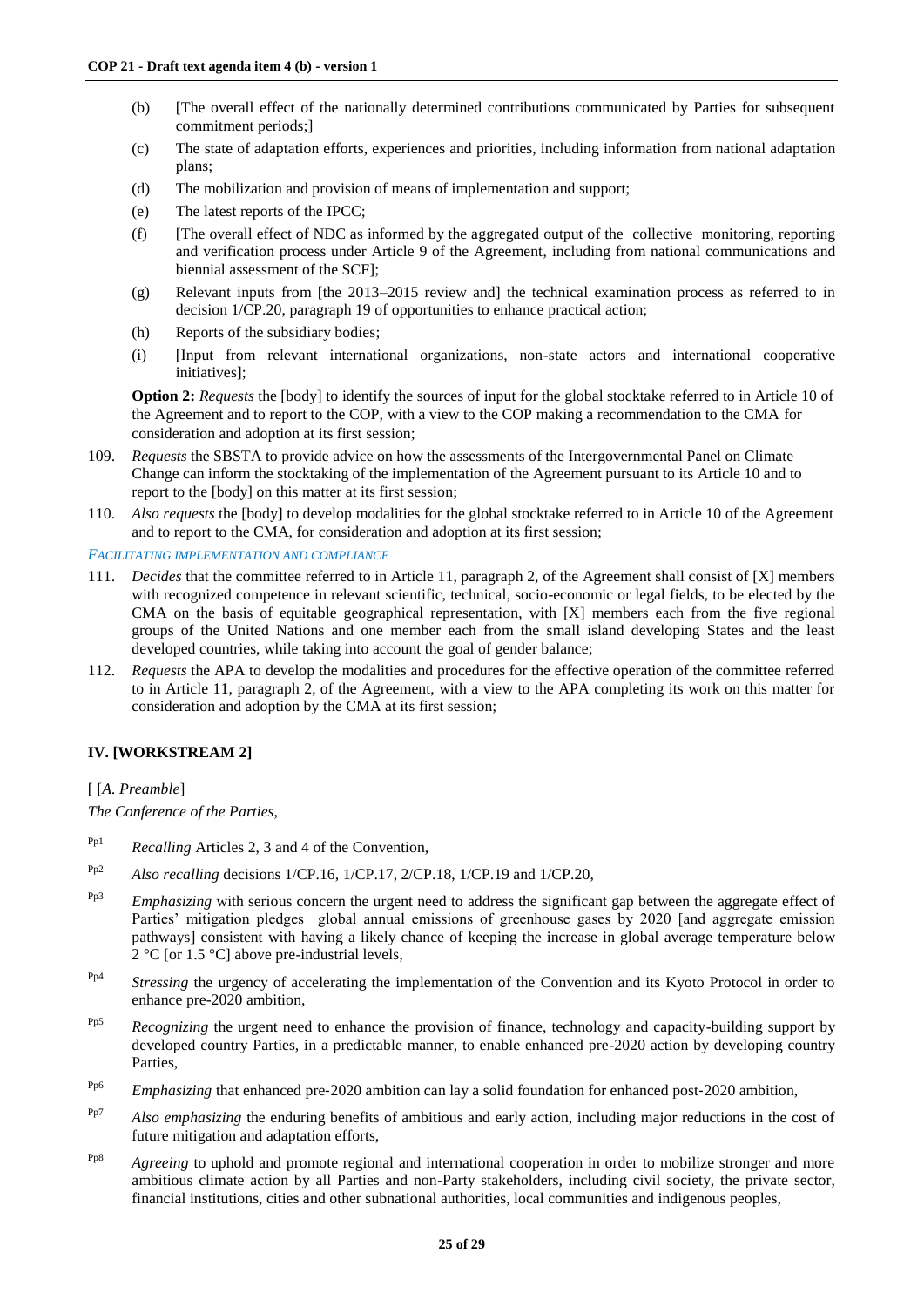(b) [The overall effect of the nationally determined contributions communicated by Parties for subsequent commitment periods;]

(c) The state of adaptation efforts, experiences and priorities, including information from national adaptation plans;

(d) The mobilization and provision of means of implementation and support;

(e) The latest reports of the IPCC;

(f) [The overall effect of NDC as informed by the aggregated output of the collective monitoring, reporting and verification process under Article 9 of the Agreement, including from national communications and biennial assessment of the SCF];

(g) Relevant inputs from [the 2013–2015 review and] the technical examination process as referred to in decision 1/CP.20, paragraph 19 of opportunities to enhance practical action;

(h) Reports of the subsidiary bodies;

(i) [Input from relevant international organizations, non-state actors and international cooperative initiatives];

**Option 2:** *Requests* the [body] to identify the sources of input for the global stocktake referred to in Article 10 of the Agreement and to report to the COP, with a view to the COP making a recommendation to the CMA for consideration and adoption at its first session;

109. *Requests* the SBSTA to provide advice on how the assessments of the Intergovernmental Panel on Climate Change can inform the stocktaking of the implementation of the Agreement pursuant to its Article 10 and to report to the [body] on this matter at its first session;

110. *Also requests* the [body] to develop modalities for the global stocktake referred to in Article 10 of the Agreement and to report to the CMA, for consideration and adoption at its first session;

*FACILITATING IMPLEMENTATION AND COMPLIANCE*

111. *Decides* that the committee referred to in Article 11, paragraph 2, of the Agreement shall consist of [X] members with recognized competence in relevant scientific, technical, socio-economic or legal fields, to be elected by the CMA on the basis of equitable geographical representation, with [X] members each from the five regional groups of the United Nations and one member each from the small island developing States and the least developed countries, while taking into account the goal of gender balance;

112. *Requests* the APA to develop the modalities and procedures for the effective operation of the committee referred to in Article 11, paragraph 2, of the Agreement, with a view to the APA completing its work on this matter for consideration and adoption by the CMA at its first session;

## IV. [WORKSTREAM 2]

[ [*A. Preamble*]

*The Conference of the Parties*,

Pp1 *Recalling* Articles 2, 3 and 4 of the Convention,

Pp2 *Also recalling* decisions 1/CP.16, 1/CP.17, 2/CP.18, 1/CP.19 and 1/CP.20,

Pp3 *Emphasizing* with serious concern the urgent need to address the significant gap between the aggregate effect of Parties' mitigation pledges global annual emissions of greenhouse gases by 2020 [and aggregate emission pathways] consistent with having a likely chance of keeping the increase in global average temperature below 2 °C [or 1.5 °C] above pre-industrial levels,

Pp4 *Stressing* the urgency of accelerating the implementation of the Convention and its Kyoto Protocol in order to enhance pre-2020 ambition,

Pp5 *Recognizing* the urgent need to enhance the provision of finance, technology and capacity-building support by developed country Parties, in a predictable manner, to enable enhanced pre-2020 action by developing country Parties,

Pp6 *Emphasizing* that enhanced pre-2020 ambition can lay a solid foundation for enhanced post-2020 ambition,

Pp7 *Also emphasizing* the enduring benefits of ambitious and early action, including major reductions in the cost of future mitigation and adaptation efforts,

Pp8 *Agreeing* to uphold and promote regional and international cooperation in order to mobilize stronger and more ambitious climate action by all Parties and non-Party stakeholders, including civil society, the private sector, financial institutions, cities and other subnational authorities, local communities and indigenous peoples,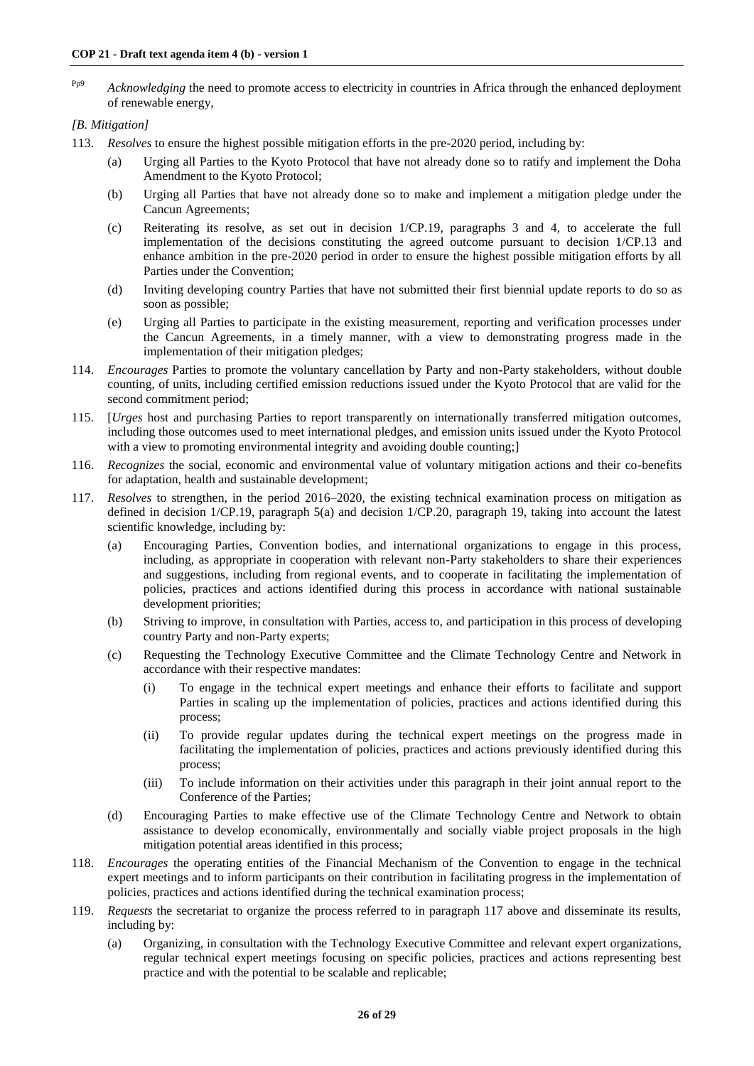Pp9 *Acknowledging* the need to promote access to electricity in countries in Africa through the enhanced deployment of renewable energy,

*[B. Mitigation]*

113. *Resolves* to ensure the highest possible mitigation efforts in the pre-2020 period, including by:

    (a) Urging all Parties to the Kyoto Protocol that have not already done so to ratify and implement the Doha Amendment to the Kyoto Protocol;

    (b) Urging all Parties that have not already done so to make and implement a mitigation pledge under the Cancun Agreements;

    (c) Reiterating its resolve, as set out in decision 1/CP.19, paragraphs 3 and 4, to accelerate the full implementation of the decisions constituting the agreed outcome pursuant to decision 1/CP.13 and enhance ambition in the pre-2020 period in order to ensure the highest possible mitigation efforts by all Parties under the Convention;

    (d) Inviting developing country Parties that have not submitted their first biennial update reports to do so as soon as possible;

    (e) Urging all Parties to participate in the existing measurement, reporting and verification processes under the Cancun Agreements, in a timely manner, with a view to demonstrating progress made in the implementation of their mitigation pledges;

114. *Encourages* Parties to promote the voluntary cancellation by Party and non-Party stakeholders, without double counting, of units, including certified emission reductions issued under the Kyoto Protocol that are valid for the second commitment period;

115. [*Urges* host and purchasing Parties to report transparently on internationally transferred mitigation outcomes, including those outcomes used to meet international pledges, and emission units issued under the Kyoto Protocol with a view to promoting environmental integrity and avoiding double counting;]

116. *Recognizes* the social, economic and environmental value of voluntary mitigation actions and their co-benefits for adaptation, health and sustainable development;

117. *Resolves* to strengthen, in the period 2016–2020, the existing technical examination process on mitigation as defined in decision 1/CP.19, paragraph 5(a) and decision 1/CP.20, paragraph 19, taking into account the latest scientific knowledge, including by:

    (a) Encouraging Parties, Convention bodies, and international organizations to engage in this process, including, as appropriate in cooperation with relevant non-Party stakeholders to share their experiences and suggestions, including from regional events, and to cooperate in facilitating the implementation of policies, practices and actions identified during this process in accordance with national sustainable development priorities;

    (b) Striving to improve, in consultation with Parties, access to, and participation in this process of developing country Party and non-Party experts;

    (c) Requesting the Technology Executive Committee and the Climate Technology Centre and Network in accordance with their respective mandates:

        (i) To engage in the technical expert meetings and enhance their efforts to facilitate and support Parties in scaling up the implementation of policies, practices and actions identified during this process;

        (ii) To provide regular updates during the technical expert meetings on the progress made in facilitating the implementation of policies, practices and actions previously identified during this process;

        (iii) To include information on their activities under this paragraph in their joint annual report to the Conference of the Parties;

    (d) Encouraging Parties to make effective use of the Climate Technology Centre and Network to obtain assistance to develop economically, environmentally and socially viable project proposals in the high mitigation potential areas identified in this process;

118. *Encourages* the operating entities of the Financial Mechanism of the Convention to engage in the technical expert meetings and to inform participants on their contribution in facilitating progress in the implementation of policies, practices and actions identified during the technical examination process;

119. *Requests* the secretariat to organize the process referred to in paragraph 117 above and disseminate its results, including by:

    (a) Organizing, in consultation with the Technology Executive Committee and relevant expert organizations, regular technical expert meetings focusing on specific policies, practices and actions representing best practice and with the potential to be scalable and replicable;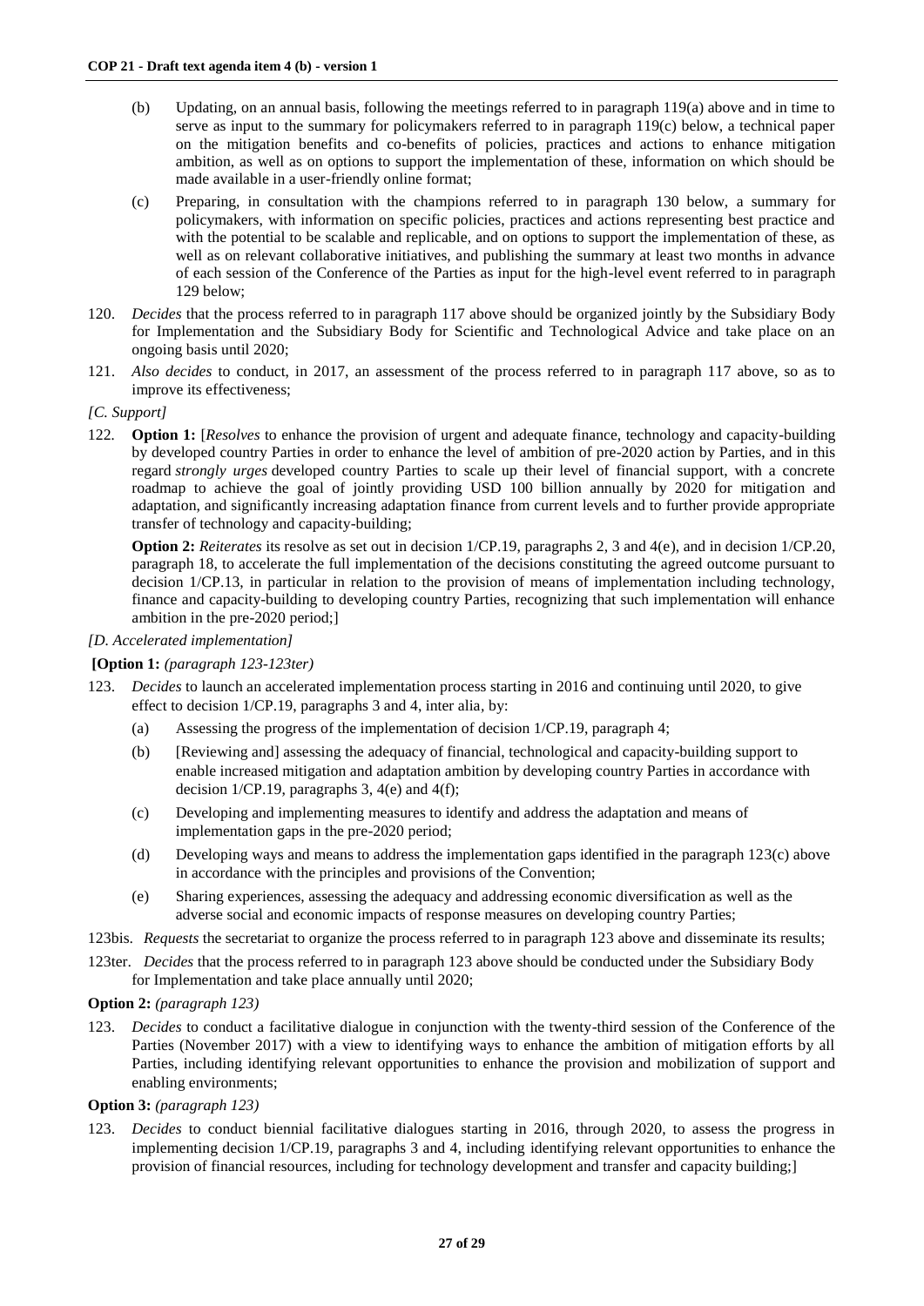(b) Updating, on an annual basis, following the meetings referred to in paragraph 119(a) above and in time to serve as input to the summary for policymakers referred to in paragraph 119(c) below, a technical paper on the mitigation benefits and co-benefits of policies, practices and actions to enhance mitigation ambition, as well as on options to support the implementation of these, information on which should be made available in a user-friendly online format;

(c) Preparing, in consultation with the champions referred to in paragraph 130 below, a summary for policymakers, with information on specific policies, practices and actions representing best practice and with the potential to be scalable and replicable, and on options to support the implementation of these, as well as on relevant collaborative initiatives, and publishing the summary at least two months in advance of each session of the Conference of the Parties as input for the high-level event referred to in paragraph 129 below;

120. *Decides* that the process referred to in paragraph 117 above should be organized jointly by the Subsidiary Body for Implementation and the Subsidiary Body for Scientific and Technological Advice and take place on an ongoing basis until 2020;

121. *Also decides* to conduct, in 2017, an assessment of the process referred to in paragraph 117 above, so as to improve its effectiveness;

*[C. Support]*

122. **Option 1:** [*Resolves* to enhance the provision of urgent and adequate finance, technology and capacity-building by developed country Parties in order to enhance the level of ambition of pre-2020 action by Parties, and in this regard *strongly urges* developed country Parties to scale up their level of financial support, with a concrete roadmap to achieve the goal of jointly providing USD 100 billion annually by 2020 for mitigation and adaptation, and significantly increasing adaptation finance from current levels and to further provide appropriate transfer of technology and capacity-building;

**Option 2:** *Reiterates* its resolve as set out in decision 1/CP.19, paragraphs 2, 3 and 4(e), and in decision 1/CP.20, paragraph 18, to accelerate the full implementation of the decisions constituting the agreed outcome pursuant to decision 1/CP.13, in particular in relation to the provision of means of implementation including technology, finance and capacity-building to developing country Parties, recognizing that such implementation will enhance ambition in the pre-2020 period;]

*[D. Accelerated implementation]*

**[Option 1:** *(paragraph 123-123ter)*

123. *Decides* to launch an accelerated implementation process starting in 2016 and continuing until 2020, to give effect to decision 1/CP.19, paragraphs 3 and 4, inter alia, by:

(a) Assessing the progress of the implementation of decision 1/CP.19, paragraph 4;

(b) [Reviewing and] assessing the adequacy of financial, technological and capacity-building support to enable increased mitigation and adaptation ambition by developing country Parties in accordance with decision 1/CP.19, paragraphs 3, 4(e) and 4(f);

(c) Developing and implementing measures to identify and address the adaptation and means of implementation gaps in the pre-2020 period;

(d) Developing ways and means to address the implementation gaps identified in the paragraph 123(c) above in accordance with the principles and provisions of the Convention;

(e) Sharing experiences, assessing the adequacy and addressing economic diversification as well as the adverse social and economic impacts of response measures on developing country Parties;

123bis. *Requests* the secretariat to organize the process referred to in paragraph 123 above and disseminate its results;

123ter. *Decides* that the process referred to in paragraph 123 above should be conducted under the Subsidiary Body for Implementation and take place annually until 2020;

**Option 2:** *(paragraph 123)*

123. *Decides* to conduct a facilitative dialogue in conjunction with the twenty-third session of the Conference of the Parties (November 2017) with a view to identifying ways to enhance the ambition of mitigation efforts by all Parties, including identifying relevant opportunities to enhance the provision and mobilization of support and enabling environments;

**Option 3:** *(paragraph 123)*

123. *Decides* to conduct biennial facilitative dialogues starting in 2016, through 2020, to assess the progress in implementing decision 1/CP.19, paragraphs 3 and 4, including identifying relevant opportunities to enhance the provision of financial resources, including for technology development and transfer and capacity building;]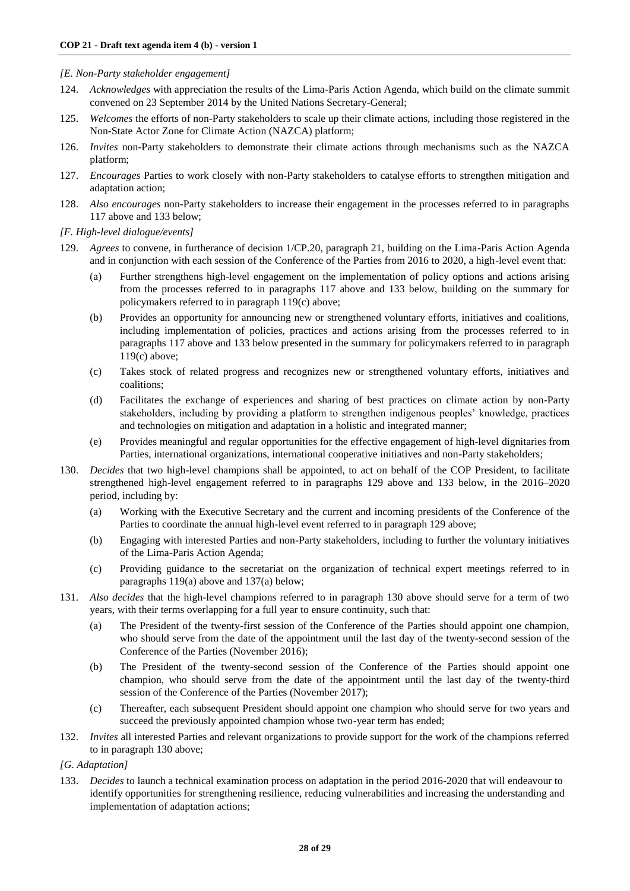*[E. Non-Party stakeholder engagement]*

124. *Acknowledges* with appreciation the results of the Lima-Paris Action Agenda, which build on the climate summit convened on 23 September 2014 by the United Nations Secretary-General;

125. *Welcomes* the efforts of non-Party stakeholders to scale up their climate actions, including those registered in the Non-State Actor Zone for Climate Action (NAZCA) platform;

126. *Invites* non-Party stakeholders to demonstrate their climate actions through mechanisms such as the NAZCA platform;

127. *Encourages* Parties to work closely with non-Party stakeholders to catalyse efforts to strengthen mitigation and adaptation action;

128. *Also encourages* non-Party stakeholders to increase their engagement in the processes referred to in paragraphs 117 above and 133 below;

*[F. High-level dialogue/events]*

129. *Agrees* to convene, in furtherance of decision 1/CP.20, paragraph 21, building on the Lima-Paris Action Agenda and in conjunction with each session of the Conference of the Parties from 2016 to 2020, a high-level event that:

    (a) Further strengthens high-level engagement on the implementation of policy options and actions arising from the processes referred to in paragraphs 117 above and 133 below, building on the summary for policymakers referred to in paragraph 119(c) above;

    (b) Provides an opportunity for announcing new or strengthened voluntary efforts, initiatives and coalitions, including implementation of policies, practices and actions arising from the processes referred to in paragraphs 117 above and 133 below presented in the summary for policymakers referred to in paragraph 119(c) above;

    (c) Takes stock of related progress and recognizes new or strengthened voluntary efforts, initiatives and coalitions;

    (d) Facilitates the exchange of experiences and sharing of best practices on climate action by non-Party stakeholders, including by providing a platform to strengthen indigenous peoples' knowledge, practices and technologies on mitigation and adaptation in a holistic and integrated manner;

    (e) Provides meaningful and regular opportunities for the effective engagement of high-level dignitaries from Parties, international organizations, international cooperative initiatives and non-Party stakeholders;

130. *Decides* that two high-level champions shall be appointed, to act on behalf of the COP President, to facilitate strengthened high-level engagement referred to in paragraphs 129 above and 133 below, in the 2016–2020 period, including by:

    (a) Working with the Executive Secretary and the current and incoming presidents of the Conference of the Parties to coordinate the annual high-level event referred to in paragraph 129 above;

    (b) Engaging with interested Parties and non-Party stakeholders, including to further the voluntary initiatives of the Lima-Paris Action Agenda;

    (c) Providing guidance to the secretariat on the organization of technical expert meetings referred to in paragraphs 119(a) above and 137(a) below;

131. *Also decides* that the high-level champions referred to in paragraph 130 above should serve for a term of two years, with their terms overlapping for a full year to ensure continuity, such that:

    (a) The President of the twenty-first session of the Conference of the Parties should appoint one champion, who should serve from the date of the appointment until the last day of the twenty-second session of the Conference of the Parties (November 2016);

    (b) The President of the twenty-second session of the Conference of the Parties should appoint one champion, who should serve from the date of the appointment until the last day of the twenty-third session of the Conference of the Parties (November 2017);

    (c) Thereafter, each subsequent President should appoint one champion who should serve for two years and succeed the previously appointed champion whose two-year term has ended;

132. *Invites* all interested Parties and relevant organizations to provide support for the work of the champions referred to in paragraph 130 above;

*[G. Adaptation]*

133. *Decides* to launch a technical examination process on adaptation in the period 2016-2020 that will endeavour to identify opportunities for strengthening resilience, reducing vulnerabilities and increasing the understanding and implementation of adaptation actions;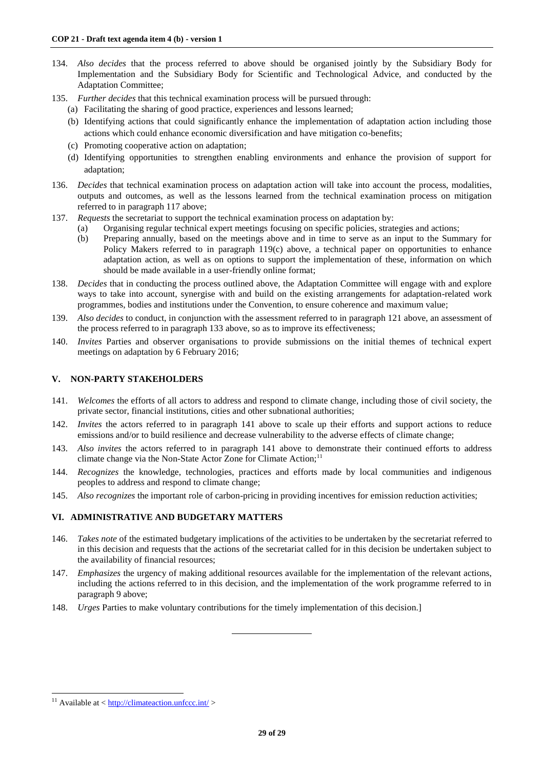134. *Also decides* that the process referred to above should be organised jointly by the Subsidiary Body for Implementation and the Subsidiary Body for Scientific and Technological Advice, and conducted by the Adaptation Committee;

135. *Further decides* that this technical examination process will be pursued through:

   (a) Facilitating the sharing of good practice, experiences and lessons learned;

   (b) Identifying actions that could significantly enhance the implementation of adaptation action including those actions which could enhance economic diversification and have mitigation co-benefits;

   (c) Promoting cooperative action on adaptation;

   (d) Identifying opportunities to strengthen enabling environments and enhance the provision of support for adaptation;

136. *Decides* that technical examination process on adaptation action will take into account the process, modalities, outputs and outcomes, as well as the lessons learned from the technical examination process on mitigation referred to in paragraph 117 above;

137. *Requests* the secretariat to support the technical examination process on adaptation by:

   (a) Organising regular technical expert meetings focusing on specific policies, strategies and actions;

   (b) Preparing annually, based on the meetings above and in time to serve as an input to the Summary for Policy Makers referred to in paragraph 119(c) above, a technical paper on opportunities to enhance adaptation action, as well as on options to support the implementation of these, information on which should be made available in a user-friendly online format;

138. *Decides* that in conducting the process outlined above, the Adaptation Committee will engage with and explore ways to take into account, synergise with and build on the existing arrangements for adaptation-related work programmes, bodies and institutions under the Convention, to ensure coherence and maximum value;

139. *Also decides* to conduct, in conjunction with the assessment referred to in paragraph 121 above, an assessment of the process referred to in paragraph 133 above, so as to improve its effectiveness;

140. *Invites* Parties and observer organisations to provide submissions on the initial themes of technical expert meetings on adaptation by 6 February 2016;

## V. NON-PARTY STAKEHOLDERS

141. *Welcomes* the efforts of all actors to address and respond to climate change, including those of civil society, the private sector, financial institutions, cities and other subnational authorities;

142. *Invites* the actors referred to in paragraph 141 above to scale up their efforts and support actions to reduce emissions and/or to build resilience and decrease vulnerability to the adverse effects of climate change;

143. *Also invites* the actors referred to in paragraph 141 above to demonstrate their continued efforts to address climate change via the Non-State Actor Zone for Climate Action;[11]

144. *Recognizes* the knowledge, technologies, practices and efforts made by local communities and indigenous peoples to address and respond to climate change;

145. *Also recognizes* the important role of carbon-pricing in providing incentives for emission reduction activities;

## VI. ADMINISTRATIVE AND BUDGETARY MATTERS

146. *Takes note* of the estimated budgetary implications of the activities to be undertaken by the secretariat referred to in this decision and requests that the actions of the secretariat called for in this decision be undertaken subject to the availability of financial resources;

147. *Emphasizes* the urgency of making additional resources available for the implementation of the relevant actions, including the actions referred to in this decision, and the implementation of the work programme referred to in paragraph 9 above;

148. *Urges* Parties to make voluntary contributions for the timely implementation of this decision.]

---

[11] Available at < http://climateaction.unfccc.int/ >